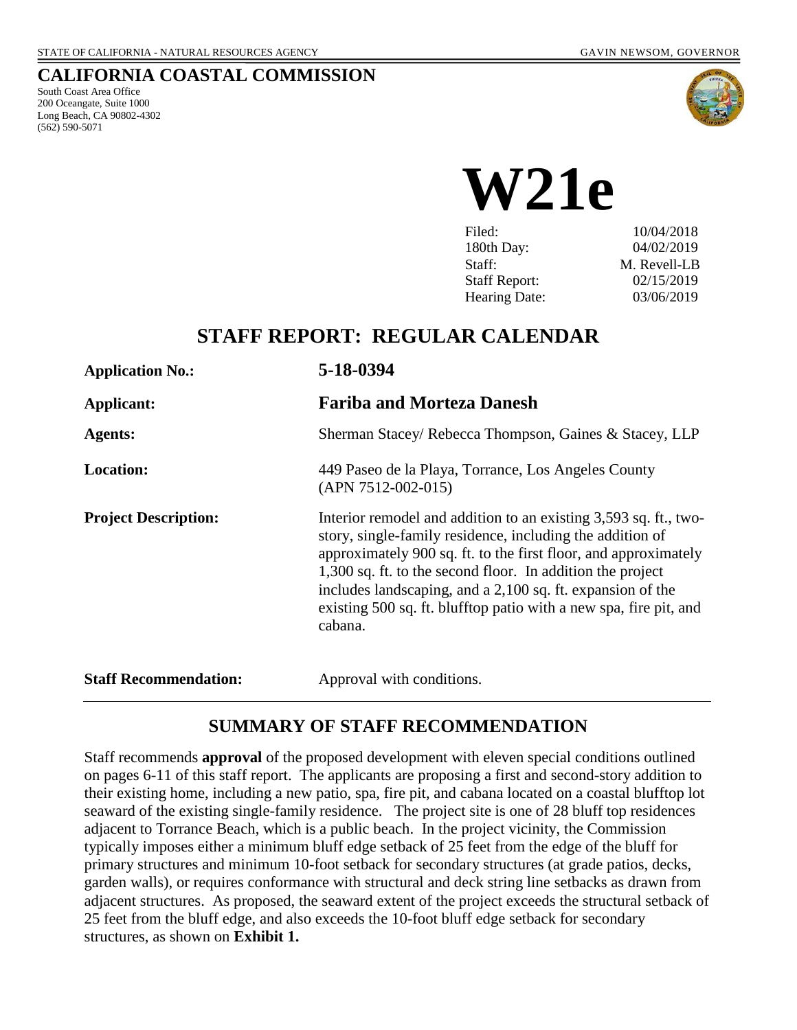STATE OF CALIFORNIA - NATURAL RESOURCES AGENCY GAVIN NEWSOM, GOVERNOR

# CALIFORNIA COASTAL COMMISSION

South Coast Area Office
200 Oceangate, Suite 1000
Long Beach, CA 90802-4302
(562) 590-5071

# W21e

| | |
|---|---|
| Filed: | 10/04/2018 |
| 180th Day: | 04/02/2019 |
| Staff: | M. Revell-LB |
| Staff Report: | 02/15/2019 |
| Hearing Date: | 03/06/2019 |

## STAFF REPORT: REGULAR CALENDAR

| | |
|---|---|
| **Application No.:** | **5-18-0394** |
| **Applicant:** | **Fariba and Morteza Danesh** |
| **Agents:** | Sherman Stacey/ Rebecca Thompson, Gaines & Stacey, LLP |
| **Location:** | 449 Paseo de la Playa, Torrance, Los Angeles County (APN 7512-002-015) |
| **Project Description:** | Interior remodel and addition to an existing 3,593 sq. ft., two-story, single-family residence, including the addition of approximately 900 sq. ft. to the first floor, and approximately 1,300 sq. ft. to the second floor. In addition the project includes landscaping, and a 2,100 sq. ft. expansion of the existing 500 sq. ft. blufftop patio with a new spa, fire pit, and cabana. |
| **Staff Recommendation:** | Approval with conditions. |

## SUMMARY OF STAFF RECOMMENDATION

Staff recommends **approval** of the proposed development with eleven special conditions outlined on pages 6-11 of this staff report. The applicants are proposing a first and second-story addition to their existing home, including a new patio, spa, fire pit, and cabana located on a coastal blufftop lot seaward of the existing single-family residence. The project site is one of 28 bluff top residences adjacent to Torrance Beach, which is a public beach. In the project vicinity, the Commission typically imposes either a minimum bluff edge setback of 25 feet from the edge of the bluff for primary structures and minimum 10-foot setback for secondary structures (at grade patios, decks, garden walls), or requires conformance with structural and deck string line setbacks as drawn from adjacent structures. As proposed, the seaward extent of the project exceeds the structural setback of 25 feet from the bluff edge, and also exceeds the 10-foot bluff edge setback for secondary structures, as shown on **Exhibit 1.**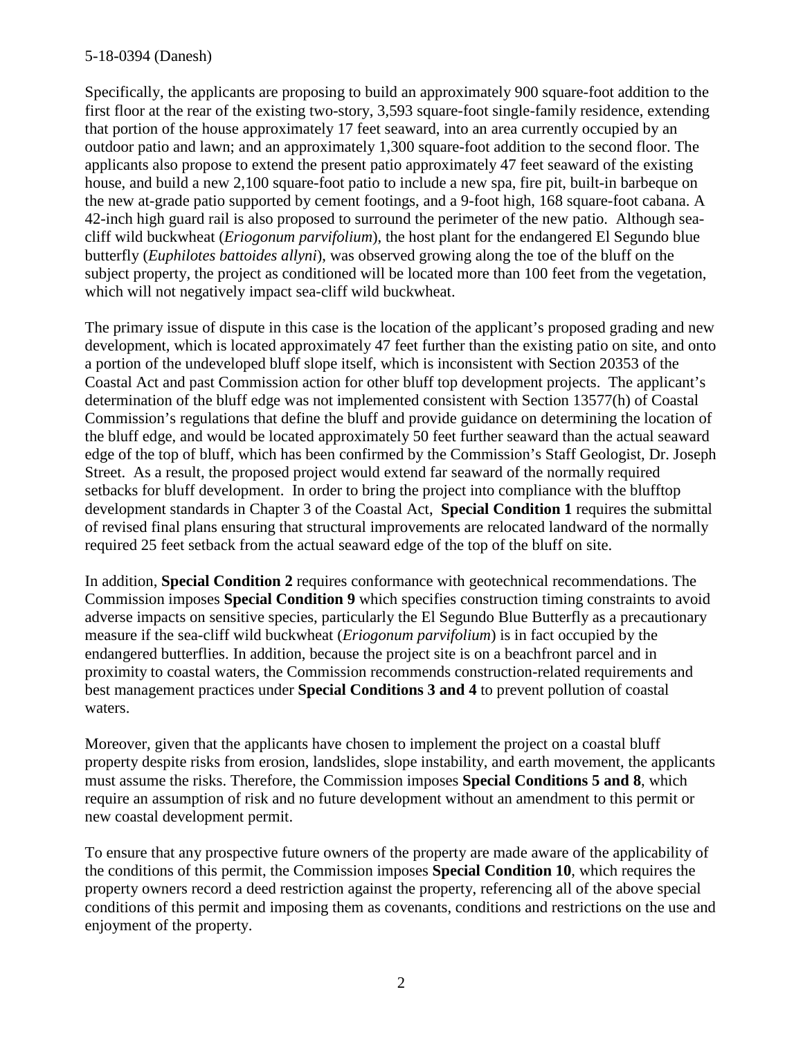Specifically, the applicants are proposing to build an approximately 900 square-foot addition to the first floor at the rear of the existing two-story, 3,593 square-foot single-family residence, extending that portion of the house approximately 17 feet seaward, into an area currently occupied by an outdoor patio and lawn; and an approximately 1,300 square-foot addition to the second floor. The applicants also propose to extend the present patio approximately 47 feet seaward of the existing house, and build a new 2,100 square-foot patio to include a new spa, fire pit, built-in barbeque on the new at-grade patio supported by cement footings, and a 9-foot high, 168 square-foot cabana. A 42-inch high guard rail is also proposed to surround the perimeter of the new patio. Although sea-cliff wild buckwheat (*Eriogonum parvifolium*), the host plant for the endangered El Segundo blue butterfly (*Euphilotes battoides allyni*), was observed growing along the toe of the bluff on the subject property, the project as conditioned will be located more than 100 feet from the vegetation, which will not negatively impact sea-cliff wild buckwheat.

The primary issue of dispute in this case is the location of the applicant's proposed grading and new development, which is located approximately 47 feet further than the existing patio on site, and onto a portion of the undeveloped bluff slope itself, which is inconsistent with Section 20353 of the Coastal Act and past Commission action for other bluff top development projects. The applicant's determination of the bluff edge was not implemented consistent with Section 13577(h) of Coastal Commission's regulations that define the bluff and provide guidance on determining the location of the bluff edge, and would be located approximately 50 feet further seaward than the actual seaward edge of the top of bluff, which has been confirmed by the Commission's Staff Geologist, Dr. Joseph Street. As a result, the proposed project would extend far seaward of the normally required setbacks for bluff development. In order to bring the project into compliance with the blufftop development standards in Chapter 3 of the Coastal Act, **Special Condition 1** requires the submittal of revised final plans ensuring that structural improvements are relocated landward of the normally required 25 feet setback from the actual seaward edge of the top of the bluff on site.

In addition, **Special Condition 2** requires conformance with geotechnical recommendations. The Commission imposes **Special Condition 9** which specifies construction timing constraints to avoid adverse impacts on sensitive species, particularly the El Segundo Blue Butterfly as a precautionary measure if the sea-cliff wild buckwheat (*Eriogonum parvifolium*) is in fact occupied by the endangered butterflies. In addition, because the project site is on a beachfront parcel and in proximity to coastal waters, the Commission recommends construction-related requirements and best management practices under **Special Conditions 3 and 4** to prevent pollution of coastal waters.

Moreover, given that the applicants have chosen to implement the project on a coastal bluff property despite risks from erosion, landslides, slope instability, and earth movement, the applicants must assume the risks. Therefore, the Commission imposes **Special Conditions 5 and 8**, which require an assumption of risk and no future development without an amendment to this permit or new coastal development permit.

To ensure that any prospective future owners of the property are made aware of the applicability of the conditions of this permit, the Commission imposes **Special Condition 10**, which requires the property owners record a deed restriction against the property, referencing all of the above special conditions of this permit and imposing them as covenants, conditions and restrictions on the use and enjoyment of the property.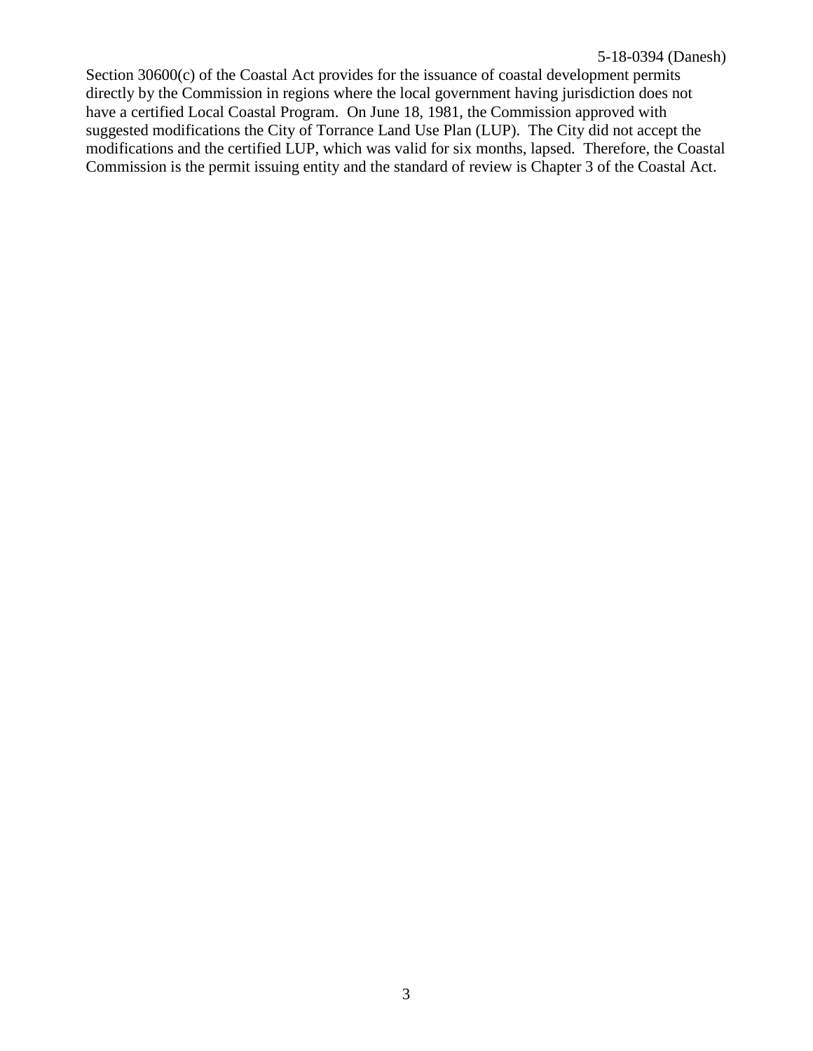Section 30600(c) of the Coastal Act provides for the issuance of coastal development permits directly by the Commission in regions where the local government having jurisdiction does not have a certified Local Coastal Program. On June 18, 1981, the Commission approved with suggested modifications the City of Torrance Land Use Plan (LUP). The City did not accept the modifications and the certified LUP, which was valid for six months, lapsed. Therefore, the Coastal Commission is the permit issuing entity and the standard of review is Chapter 3 of the Coastal Act.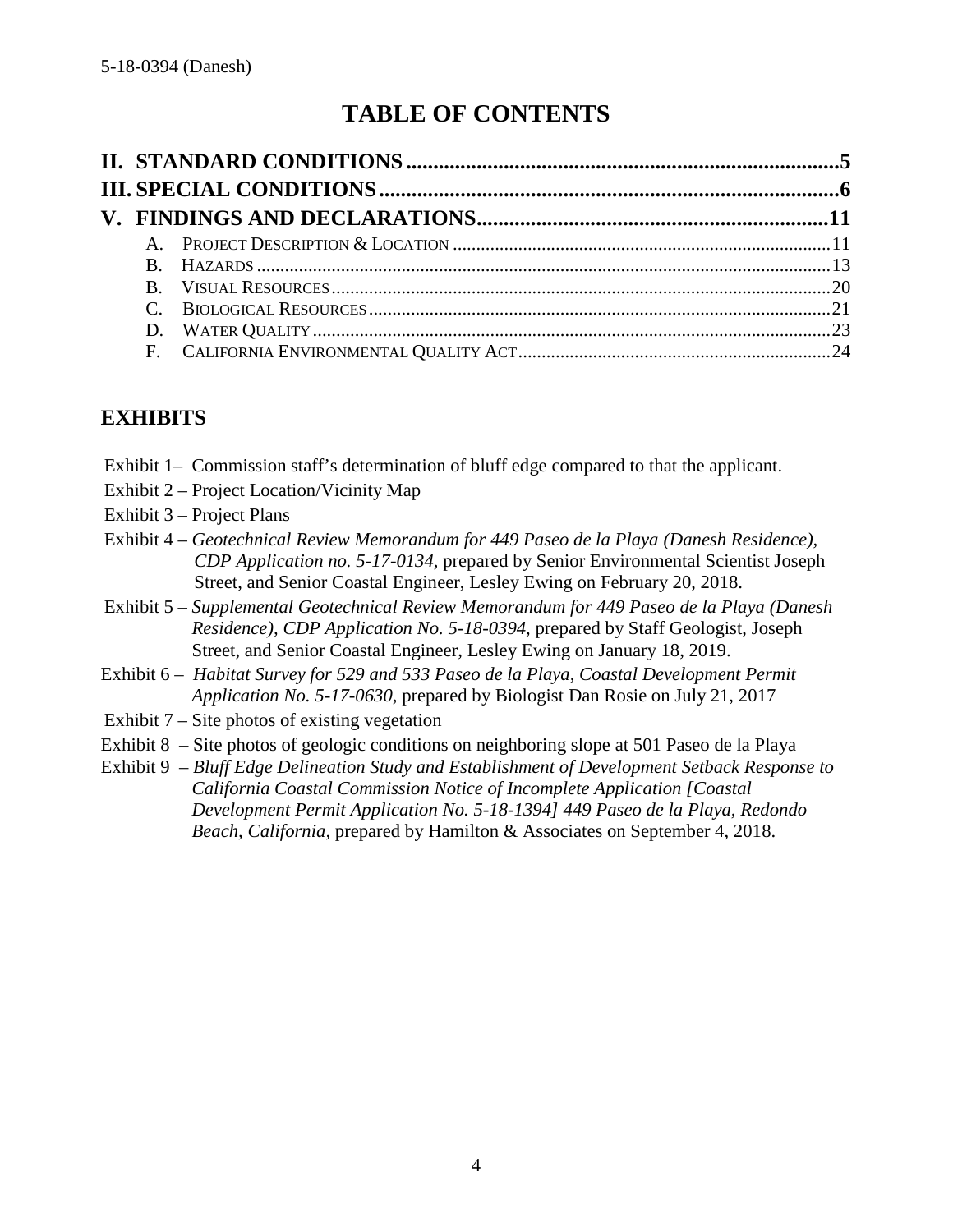# TABLE OF CONTENTS

**II. STANDARD CONDITIONS** ............................................................................... **5**
**III. SPECIAL CONDITIONS** ..................................................................................... **6**
**V. FINDINGS AND DECLARATIONS** ................................................................ **11**

- A. PROJECT DESCRIPTION & LOCATION ................................................................ 11
- B. HAZARDS ........................................................................................................ 13
- B. VISUAL RESOURCES ........................................................................................ 20
- C. BIOLOGICAL RESOURCES ................................................................................ 21
- D. WATER QUALITY ............................................................................................ 23
- F. CALIFORNIA ENVIRONMENTAL QUALITY ACT .................................................. 24

## EXHIBITS

Exhibit 1– Commission staff's determination of bluff edge compared to that the applicant.
Exhibit 2 – Project Location/Vicinity Map
Exhibit 3 – Project Plans
Exhibit 4 – *Geotechnical Review Memorandum for 449 Paseo de la Playa (Danesh Residence), CDP Application no. 5-17-0134*, prepared by Senior Environmental Scientist Joseph Street, and Senior Coastal Engineer, Lesley Ewing on February 20, 2018.
Exhibit 5 – *Supplemental Geotechnical Review Memorandum for 449 Paseo de la Playa (Danesh Residence), CDP Application No. 5-18-0394*, prepared by Staff Geologist, Joseph Street, and Senior Coastal Engineer, Lesley Ewing on January 18, 2019.
Exhibit 6 – *Habitat Survey for 529 and 533 Paseo de la Playa, Coastal Development Permit Application No. 5-17-0630*, prepared by Biologist Dan Rosie on July 21, 2017
Exhibit 7 – Site photos of existing vegetation
Exhibit 8 – Site photos of geologic conditions on neighboring slope at 501 Paseo de la Playa
Exhibit 9 – *Bluff Edge Delineation Study and Establishment of Development Setback Response to California Coastal Commission Notice of Incomplete Application [Coastal Development Permit Application No. 5-18-1394] 449 Paseo de la Playa, Redondo Beach, California,* prepared by Hamilton & Associates on September 4, 2018.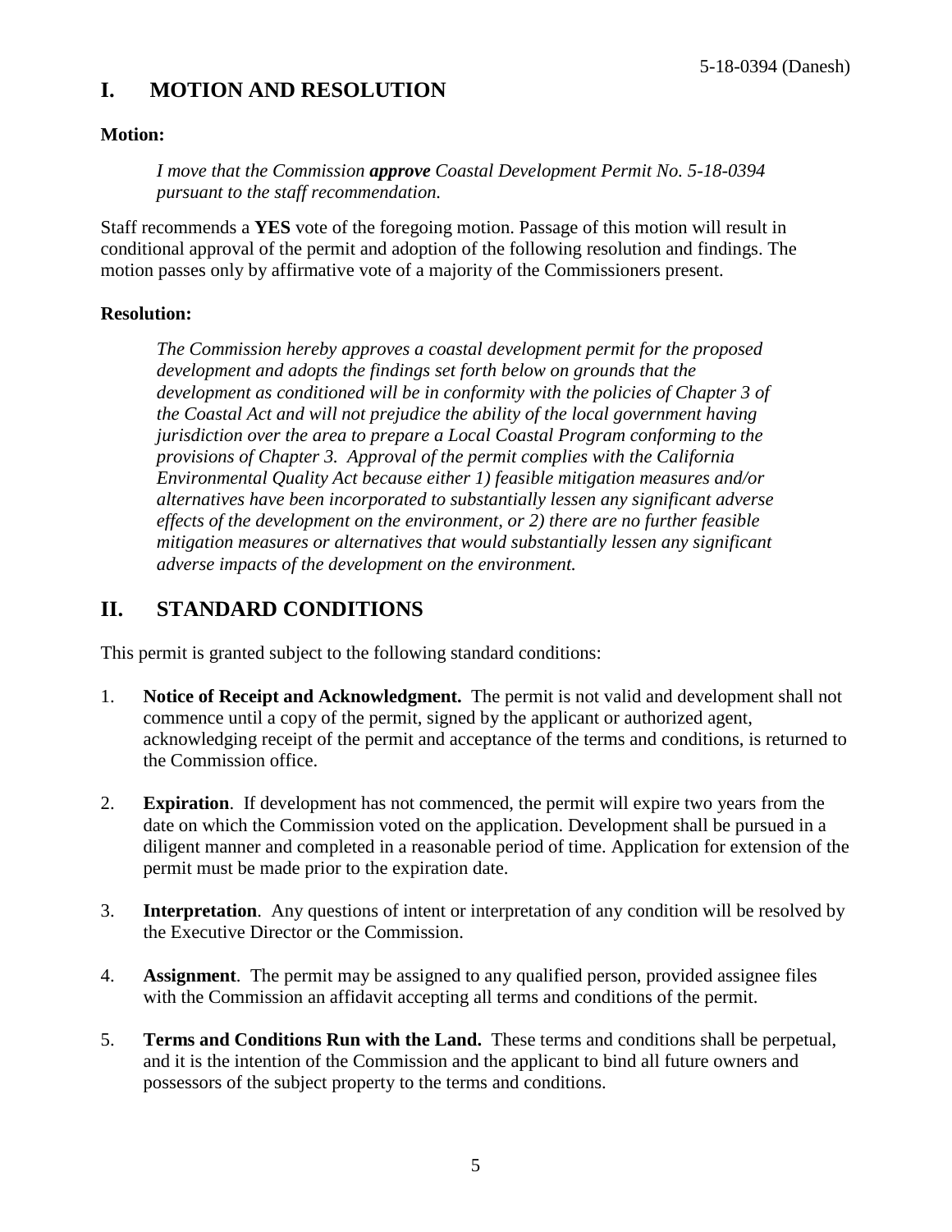# I. MOTION AND RESOLUTION

**Motion:**

> *I move that the Commission **approve** Coastal Development Permit No. 5-18-0394 pursuant to the staff recommendation.*

Staff recommends a **YES** vote of the foregoing motion. Passage of this motion will result in conditional approval of the permit and adoption of the following resolution and findings. The motion passes only by affirmative vote of a majority of the Commissioners present.

**Resolution:**

> *The Commission hereby approves a coastal development permit for the proposed development and adopts the findings set forth below on grounds that the development as conditioned will be in conformity with the policies of Chapter 3 of the Coastal Act and will not prejudice the ability of the local government having jurisdiction over the area to prepare a Local Coastal Program conforming to the provisions of Chapter 3. Approval of the permit complies with the California Environmental Quality Act because either 1) feasible mitigation measures and/or alternatives have been incorporated to substantially lessen any significant adverse effects of the development on the environment, or 2) there are no further feasible mitigation measures or alternatives that would substantially lessen any significant adverse impacts of the development on the environment.*

# II. STANDARD CONDITIONS

This permit is granted subject to the following standard conditions:

1. **Notice of Receipt and Acknowledgment.** The permit is not valid and development shall not commence until a copy of the permit, signed by the applicant or authorized agent, acknowledging receipt of the permit and acceptance of the terms and conditions, is returned to the Commission office.

2. **Expiration**. If development has not commenced, the permit will expire two years from the date on which the Commission voted on the application. Development shall be pursued in a diligent manner and completed in a reasonable period of time. Application for extension of the permit must be made prior to the expiration date.

3. **Interpretation**. Any questions of intent or interpretation of any condition will be resolved by the Executive Director or the Commission.

4. **Assignment**. The permit may be assigned to any qualified person, provided assignee files with the Commission an affidavit accepting all terms and conditions of the permit.

5. **Terms and Conditions Run with the Land.** These terms and conditions shall be perpetual, and it is the intention of the Commission and the applicant to bind all future owners and possessors of the subject property to the terms and conditions.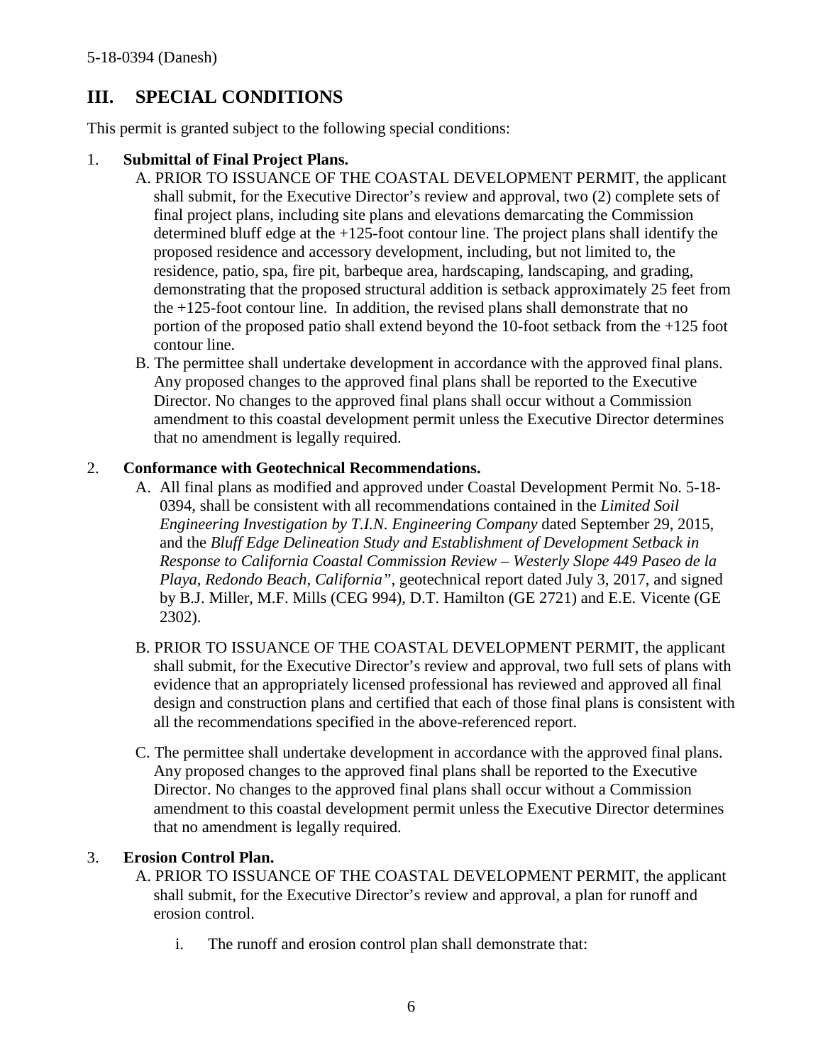## III. SPECIAL CONDITIONS

This permit is granted subject to the following special conditions:

1. **Submittal of Final Project Plans.**
   A. PRIOR TO ISSUANCE OF THE COASTAL DEVELOPMENT PERMIT, the applicant shall submit, for the Executive Director's review and approval, two (2) complete sets of final project plans, including site plans and elevations demarcating the Commission determined bluff edge at the +125-foot contour line. The project plans shall identify the proposed residence and accessory development, including, but not limited to, the residence, patio, spa, fire pit, barbeque area, hardscaping, landscaping, and grading, demonstrating that the proposed structural addition is setback approximately 25 feet from the +125-foot contour line. In addition, the revised plans shall demonstrate that no portion of the proposed patio shall extend beyond the 10-foot setback from the +125 foot contour line.

   B. The permittee shall undertake development in accordance with the approved final plans. Any proposed changes to the approved final plans shall be reported to the Executive Director. No changes to the approved final plans shall occur without a Commission amendment to this coastal development permit unless the Executive Director determines that no amendment is legally required.

2. **Conformance with Geotechnical Recommendations.**
   A. All final plans as modified and approved under Coastal Development Permit No. 5-18-0394, shall be consistent with all recommendations contained in the *Limited Soil Engineering Investigation by T.I.N. Engineering Company* dated September 29, 2015, and the *Bluff Edge Delineation Study and Establishment of Development Setback in Response to California Coastal Commission Review – Westerly Slope 449 Paseo de la Playa, Redondo Beach, California"*, geotechnical report dated July 3, 2017, and signed by B.J. Miller, M.F. Mills (CEG 994), D.T. Hamilton (GE 2721) and E.E. Vicente (GE 2302).

   B. PRIOR TO ISSUANCE OF THE COASTAL DEVELOPMENT PERMIT, the applicant shall submit, for the Executive Director's review and approval, two full sets of plans with evidence that an appropriately licensed professional has reviewed and approved all final design and construction plans and certified that each of those final plans is consistent with all the recommendations specified in the above-referenced report.

   C. The permittee shall undertake development in accordance with the approved final plans. Any proposed changes to the approved final plans shall be reported to the Executive Director. No changes to the approved final plans shall occur without a Commission amendment to this coastal development permit unless the Executive Director determines that no amendment is legally required.

3. **Erosion Control Plan.**
   A. PRIOR TO ISSUANCE OF THE COASTAL DEVELOPMENT PERMIT, the applicant shall submit, for the Executive Director's review and approval, a plan for runoff and erosion control.

      i. The runoff and erosion control plan shall demonstrate that: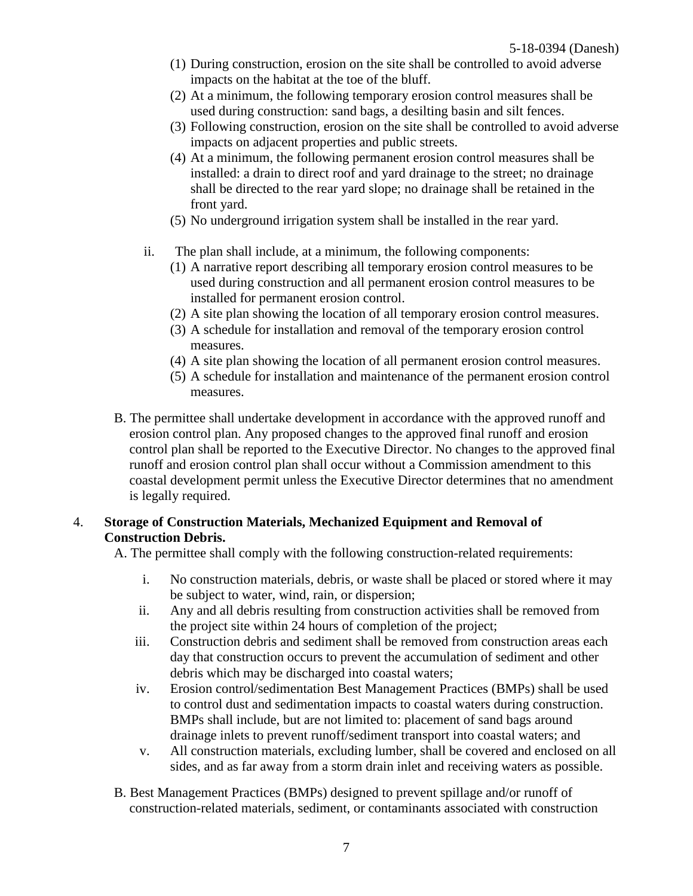(1) During construction, erosion on the site shall be controlled to avoid adverse impacts on the habitat at the toe of the bluff.
(2) At a minimum, the following temporary erosion control measures shall be used during construction: sand bags, a desilting basin and silt fences.
(3) Following construction, erosion on the site shall be controlled to avoid adverse impacts on adjacent properties and public streets.
(4) At a minimum, the following permanent erosion control measures shall be installed: a drain to direct roof and yard drainage to the street; no drainage shall be directed to the rear yard slope; no drainage shall be retained in the front yard.
(5) No underground irrigation system shall be installed in the rear yard.

ii. The plan shall include, at a minimum, the following components:
(1) A narrative report describing all temporary erosion control measures to be used during construction and all permanent erosion control measures to be installed for permanent erosion control.
(2) A site plan showing the location of all temporary erosion control measures.
(3) A schedule for installation and removal of the temporary erosion control measures.
(4) A site plan showing the location of all permanent erosion control measures.
(5) A schedule for installation and maintenance of the permanent erosion control measures.

B. The permittee shall undertake development in accordance with the approved runoff and erosion control plan. Any proposed changes to the approved final runoff and erosion control plan shall be reported to the Executive Director. No changes to the approved final runoff and erosion control plan shall occur without a Commission amendment to this coastal development permit unless the Executive Director determines that no amendment is legally required.

4. **Storage of Construction Materials, Mechanized Equipment and Removal of Construction Debris.**

A. The permittee shall comply with the following construction-related requirements:

i. No construction materials, debris, or waste shall be placed or stored where it may be subject to water, wind, rain, or dispersion;
ii. Any and all debris resulting from construction activities shall be removed from the project site within 24 hours of completion of the project;
iii. Construction debris and sediment shall be removed from construction areas each day that construction occurs to prevent the accumulation of sediment and other debris which may be discharged into coastal waters;
iv. Erosion control/sedimentation Best Management Practices (BMPs) shall be used to control dust and sedimentation impacts to coastal waters during construction. BMPs shall include, but are not limited to: placement of sand bags around drainage inlets to prevent runoff/sediment transport into coastal waters; and
v. All construction materials, excluding lumber, shall be covered and enclosed on all sides, and as far away from a storm drain inlet and receiving waters as possible.

B. Best Management Practices (BMPs) designed to prevent spillage and/or runoff of construction-related materials, sediment, or contaminants associated with construction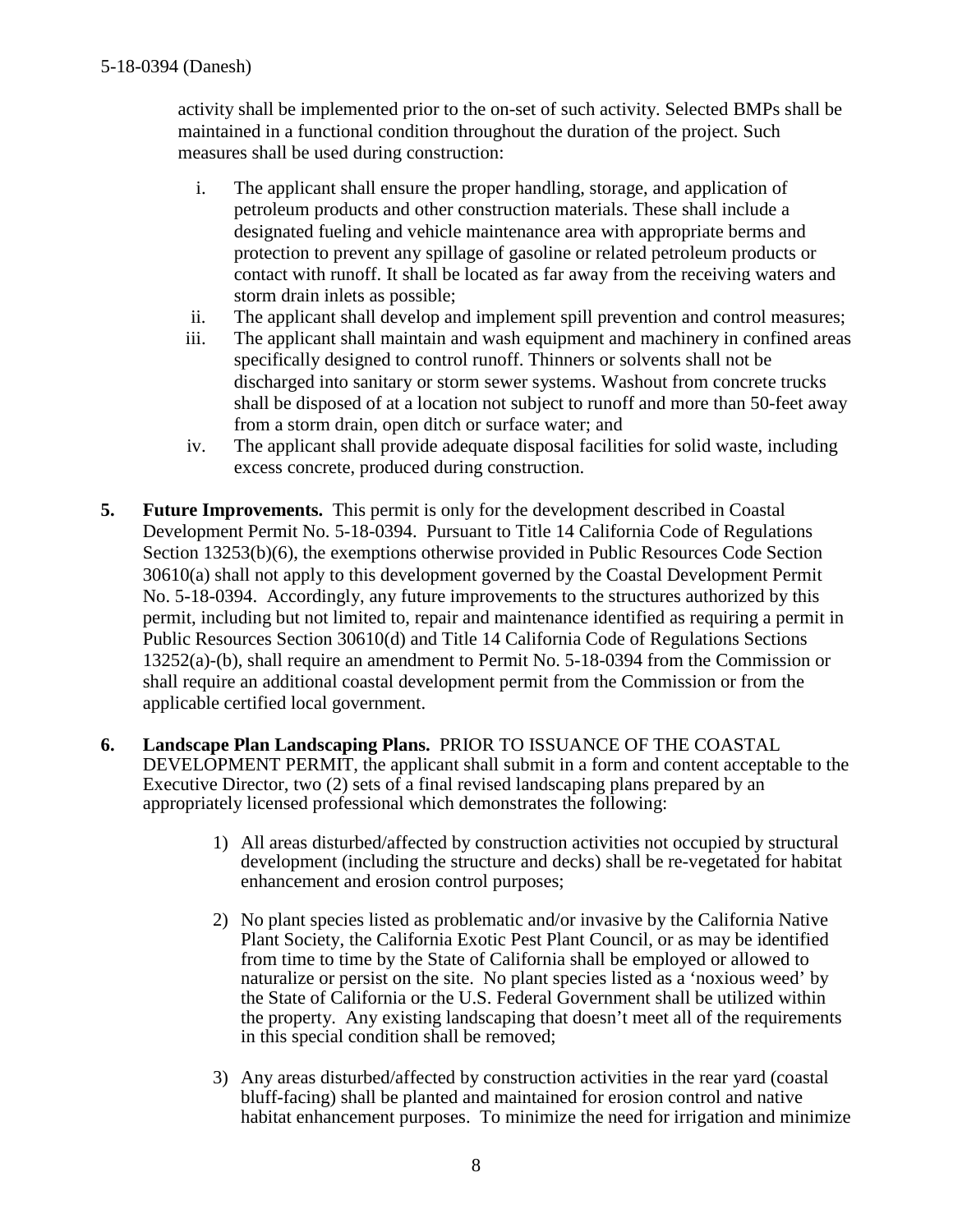activity shall be implemented prior to the on-set of such activity. Selected BMPs shall be maintained in a functional condition throughout the duration of the project. Such measures shall be used during construction:

i. The applicant shall ensure the proper handling, storage, and application of petroleum products and other construction materials. These shall include a designated fueling and vehicle maintenance area with appropriate berms and protection to prevent any spillage of gasoline or related petroleum products or contact with runoff. It shall be located as far away from the receiving waters and storm drain inlets as possible;

ii. The applicant shall develop and implement spill prevention and control measures;

iii. The applicant shall maintain and wash equipment and machinery in confined areas specifically designed to control runoff. Thinners or solvents shall not be discharged into sanitary or storm sewer systems. Washout from concrete trucks shall be disposed of at a location not subject to runoff and more than 50-feet away from a storm drain, open ditch or surface water; and

iv. The applicant shall provide adequate disposal facilities for solid waste, including excess concrete, produced during construction.

**5. Future Improvements.** This permit is only for the development described in Coastal Development Permit No. 5-18-0394. Pursuant to Title 14 California Code of Regulations Section 13253(b)(6), the exemptions otherwise provided in Public Resources Code Section 30610(a) shall not apply to this development governed by the Coastal Development Permit No. 5-18-0394. Accordingly, any future improvements to the structures authorized by this permit, including but not limited to, repair and maintenance identified as requiring a permit in Public Resources Section 30610(d) and Title 14 California Code of Regulations Sections 13252(a)-(b), shall require an amendment to Permit No. 5-18-0394 from the Commission or shall require an additional coastal development permit from the Commission or from the applicable certified local government.

**6. Landscape Plan Landscaping Plans.** PRIOR TO ISSUANCE OF THE COASTAL DEVELOPMENT PERMIT, the applicant shall submit in a form and content acceptable to the Executive Director, two (2) sets of a final revised landscaping plans prepared by an appropriately licensed professional which demonstrates the following:

1) All areas disturbed/affected by construction activities not occupied by structural development (including the structure and decks) shall be re-vegetated for habitat enhancement and erosion control purposes;

2) No plant species listed as problematic and/or invasive by the California Native Plant Society, the California Exotic Pest Plant Council, or as may be identified from time to time by the State of California shall be employed or allowed to naturalize or persist on the site. No plant species listed as a 'noxious weed' by the State of California or the U.S. Federal Government shall be utilized within the property. Any existing landscaping that doesn't meet all of the requirements in this special condition shall be removed;

3) Any areas disturbed/affected by construction activities in the rear yard (coastal bluff-facing) shall be planted and maintained for erosion control and native habitat enhancement purposes. To minimize the need for irrigation and minimize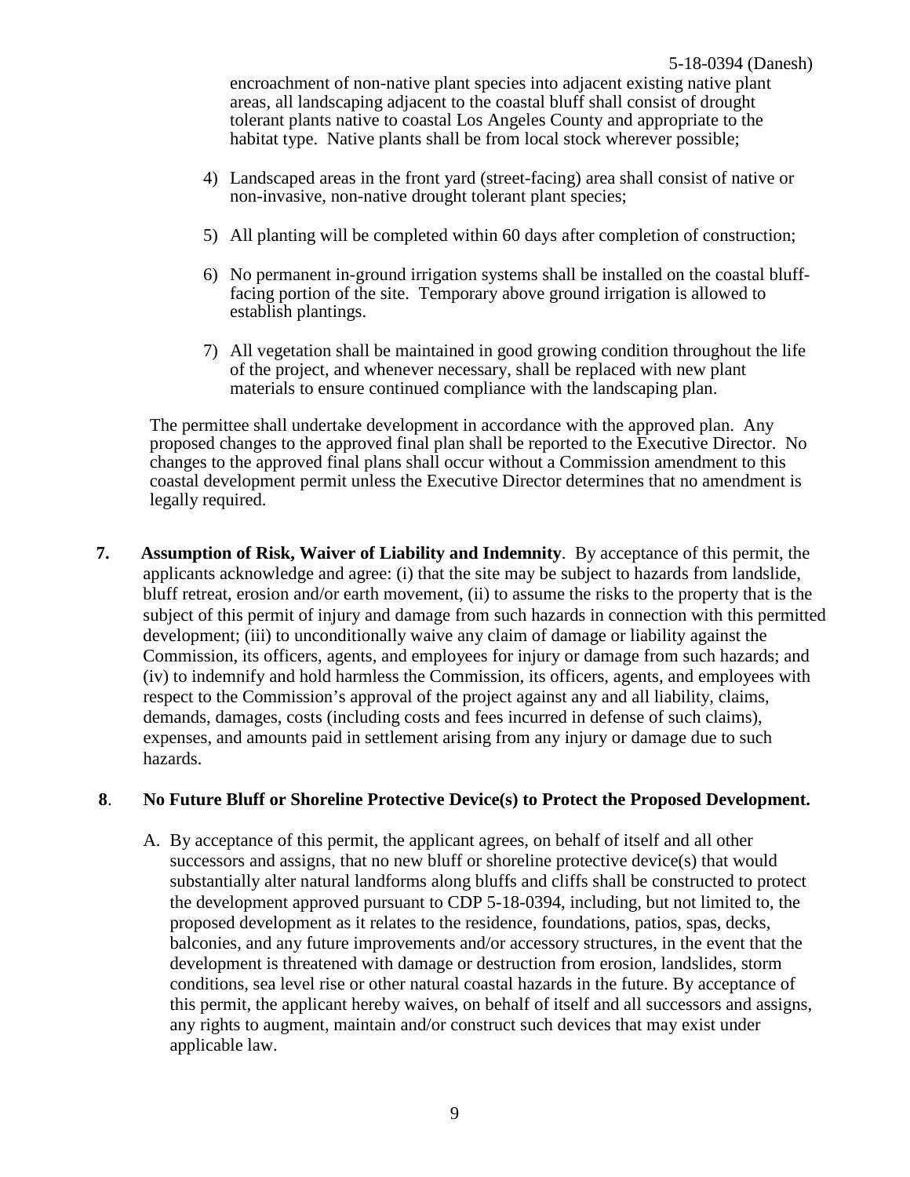encroachment of non-native plant species into adjacent existing native plant areas, all landscaping adjacent to the coastal bluff shall consist of drought tolerant plants native to coastal Los Angeles County and appropriate to the habitat type. Native plants shall be from local stock wherever possible;

4) Landscaped areas in the front yard (street-facing) area shall consist of native or non-invasive, non-native drought tolerant plant species;

5) All planting will be completed within 60 days after completion of construction;

6) No permanent in-ground irrigation systems shall be installed on the coastal bluff-facing portion of the site. Temporary above ground irrigation is allowed to establish plantings.

7) All vegetation shall be maintained in good growing condition throughout the life of the project, and whenever necessary, shall be replaced with new plant materials to ensure continued compliance with the landscaping plan.

The permittee shall undertake development in accordance with the approved plan. Any proposed changes to the approved final plan shall be reported to the Executive Director. No changes to the approved final plans shall occur without a Commission amendment to this coastal development permit unless the Executive Director determines that no amendment is legally required.

**7. Assumption of Risk, Waiver of Liability and Indemnity**. By acceptance of this permit, the applicants acknowledge and agree: (i) that the site may be subject to hazards from landslide, bluff retreat, erosion and/or earth movement, (ii) to assume the risks to the property that is the subject of this permit of injury and damage from such hazards in connection with this permitted development; (iii) to unconditionally waive any claim of damage or liability against the Commission, its officers, agents, and employees for injury or damage from such hazards; and (iv) to indemnify and hold harmless the Commission, its officers, agents, and employees with respect to the Commission's approval of the project against any and all liability, claims, demands, damages, costs (including costs and fees incurred in defense of such claims), expenses, and amounts paid in settlement arising from any injury or damage due to such hazards.

**8. No Future Bluff or Shoreline Protective Device(s) to Protect the Proposed Development.**

A. By acceptance of this permit, the applicant agrees, on behalf of itself and all other successors and assigns, that no new bluff or shoreline protective device(s) that would substantially alter natural landforms along bluffs and cliffs shall be constructed to protect the development approved pursuant to CDP 5-18-0394, including, but not limited to, the proposed development as it relates to the residence, foundations, patios, spas, decks, balconies, and any future improvements and/or accessory structures, in the event that the development is threatened with damage or destruction from erosion, landslides, storm conditions, sea level rise or other natural coastal hazards in the future. By acceptance of this permit, the applicant hereby waives, on behalf of itself and all successors and assigns, any rights to augment, maintain and/or construct such devices that may exist under applicable law.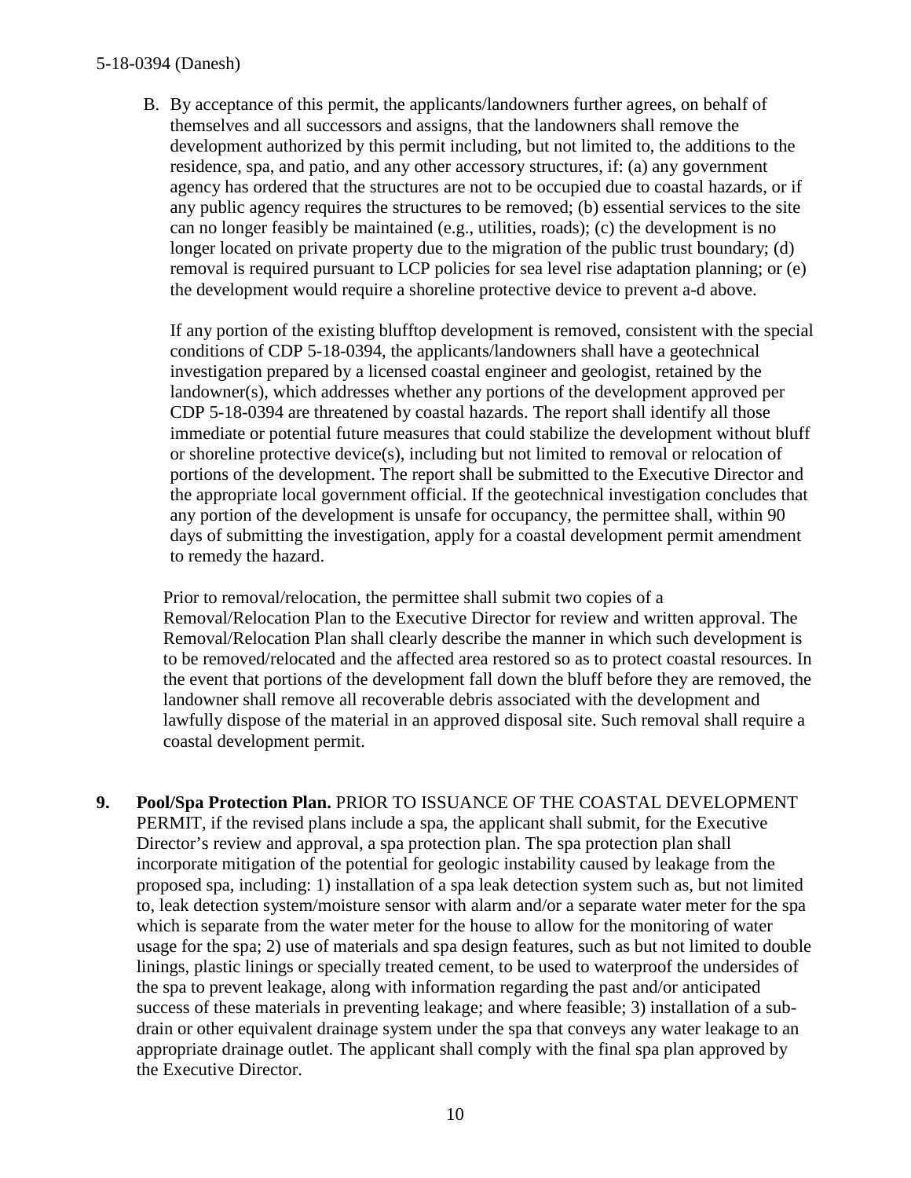B. By acceptance of this permit, the applicants/landowners further agrees, on behalf of themselves and all successors and assigns, that the landowners shall remove the development authorized by this permit including, but not limited to, the additions to the residence, spa, and patio, and any other accessory structures, if: (a) any government agency has ordered that the structures are not to be occupied due to coastal hazards, or if any public agency requires the structures to be removed; (b) essential services to the site can no longer feasibly be maintained (e.g., utilities, roads); (c) the development is no longer located on private property due to the migration of the public trust boundary; (d) removal is required pursuant to LCP policies for sea level rise adaptation planning; or (e) the development would require a shoreline protective device to prevent a-d above.

   If any portion of the existing blufftop development is removed, consistent with the special conditions of CDP 5-18-0394, the applicants/landowners shall have a geotechnical investigation prepared by a licensed coastal engineer and geologist, retained by the landowner(s), which addresses whether any portions of the development approved per CDP 5-18-0394 are threatened by coastal hazards. The report shall identify all those immediate or potential future measures that could stabilize the development without bluff or shoreline protective device(s), including but not limited to removal or relocation of portions of the development. The report shall be submitted to the Executive Director and the appropriate local government official. If the geotechnical investigation concludes that any portion of the development is unsafe for occupancy, the permittee shall, within 90 days of submitting the investigation, apply for a coastal development permit amendment to remedy the hazard.

   Prior to removal/relocation, the permittee shall submit two copies of a Removal/Relocation Plan to the Executive Director for review and written approval. The Removal/Relocation Plan shall clearly describe the manner in which such development is to be removed/relocated and the affected area restored so as to protect coastal resources. In the event that portions of the development fall down the bluff before they are removed, the landowner shall remove all recoverable debris associated with the development and lawfully dispose of the material in an approved disposal site. Such removal shall require a coastal development permit.

9. **Pool/Spa Protection Plan.** PRIOR TO ISSUANCE OF THE COASTAL DEVELOPMENT PERMIT, if the revised plans include a spa, the applicant shall submit, for the Executive Director's review and approval, a spa protection plan. The spa protection plan shall incorporate mitigation of the potential for geologic instability caused by leakage from the proposed spa, including: 1) installation of a spa leak detection system such as, but not limited to, leak detection system/moisture sensor with alarm and/or a separate water meter for the spa which is separate from the water meter for the house to allow for the monitoring of water usage for the spa; 2) use of materials and spa design features, such as but not limited to double linings, plastic linings or specially treated cement, to be used to waterproof the undersides of the spa to prevent leakage, along with information regarding the past and/or anticipated success of these materials in preventing leakage; and where feasible; 3) installation of a sub-drain or other equivalent drainage system under the spa that conveys any water leakage to an appropriate drainage outlet. The applicant shall comply with the final spa plan approved by the Executive Director.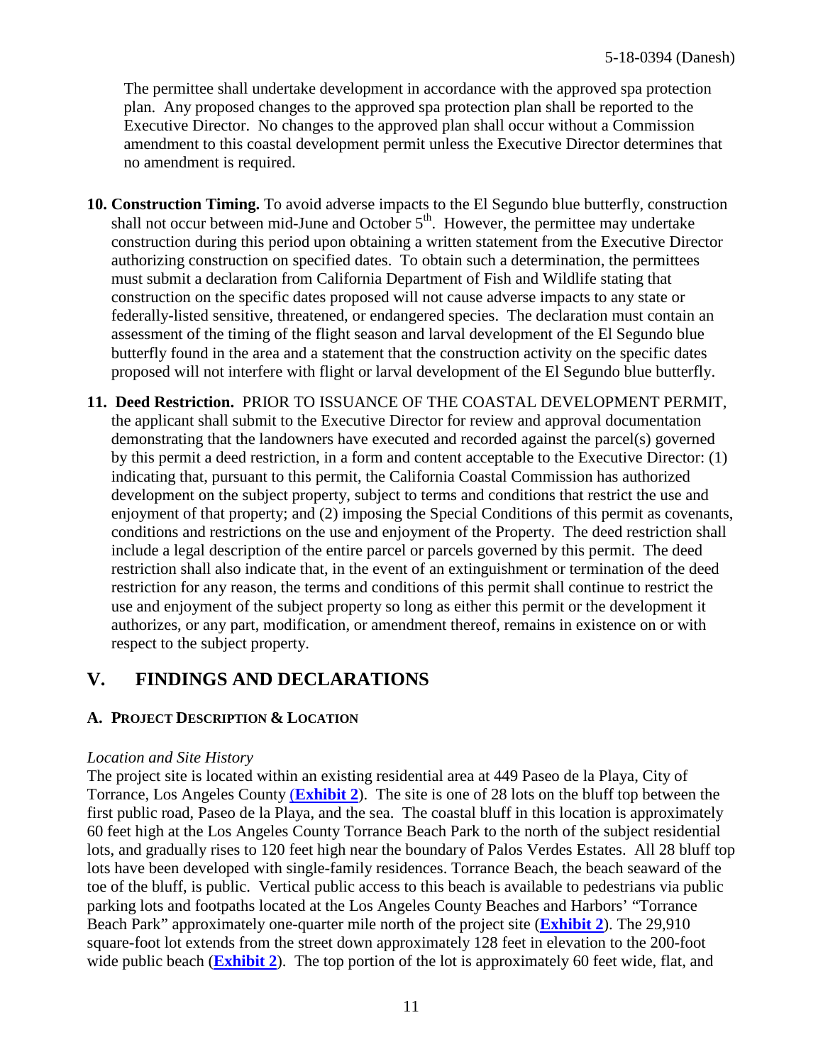The permittee shall undertake development in accordance with the approved spa protection plan. Any proposed changes to the approved spa protection plan shall be reported to the Executive Director. No changes to the approved plan shall occur without a Commission amendment to this coastal development permit unless the Executive Director determines that no amendment is required.

10. **Construction Timing.** To avoid adverse impacts to the El Segundo blue butterfly, construction shall not occur between mid-June and October 5th. However, the permittee may undertake construction during this period upon obtaining a written statement from the Executive Director authorizing construction on specified dates. To obtain such a determination, the permittees must submit a declaration from California Department of Fish and Wildlife stating that construction on the specific dates proposed will not cause adverse impacts to any state or federally-listed sensitive, threatened, or endangered species. The declaration must contain an assessment of the timing of the flight season and larval development of the El Segundo blue butterfly found in the area and a statement that the construction activity on the specific dates proposed will not interfere with flight or larval development of the El Segundo blue butterfly.

11. **Deed Restriction.** PRIOR TO ISSUANCE OF THE COASTAL DEVELOPMENT PERMIT, the applicant shall submit to the Executive Director for review and approval documentation demonstrating that the landowners have executed and recorded against the parcel(s) governed by this permit a deed restriction, in a form and content acceptable to the Executive Director: (1) indicating that, pursuant to this permit, the California Coastal Commission has authorized development on the subject property, subject to terms and conditions that restrict the use and enjoyment of that property; and (2) imposing the Special Conditions of this permit as covenants, conditions and restrictions on the use and enjoyment of the Property. The deed restriction shall include a legal description of the entire parcel or parcels governed by this permit. The deed restriction shall also indicate that, in the event of an extinguishment or termination of the deed restriction for any reason, the terms and conditions of this permit shall continue to restrict the use and enjoyment of the subject property so long as either this permit or the development it authorizes, or any part, modification, or amendment thereof, remains in existence on or with respect to the subject property.

## V. FINDINGS AND DECLARATIONS

### A. PROJECT DESCRIPTION & LOCATION

*Location and Site History*

The project site is located within an existing residential area at 449 Paseo de la Playa, City of Torrance, Los Angeles County (**Exhibit 2**). The site is one of 28 lots on the bluff top between the first public road, Paseo de la Playa, and the sea. The coastal bluff in this location is approximately 60 feet high at the Los Angeles County Torrance Beach Park to the north of the subject residential lots, and gradually rises to 120 feet high near the boundary of Palos Verdes Estates. All 28 bluff top lots have been developed with single-family residences. Torrance Beach, the beach seaward of the toe of the bluff, is public. Vertical public access to this beach is available to pedestrians via public parking lots and footpaths located at the Los Angeles County Beaches and Harbors' "Torrance Beach Park" approximately one-quarter mile north of the project site (**Exhibit 2**). The 29,910 square-foot lot extends from the street down approximately 128 feet in elevation to the 200-foot wide public beach (**Exhibit 2**). The top portion of the lot is approximately 60 feet wide, flat, and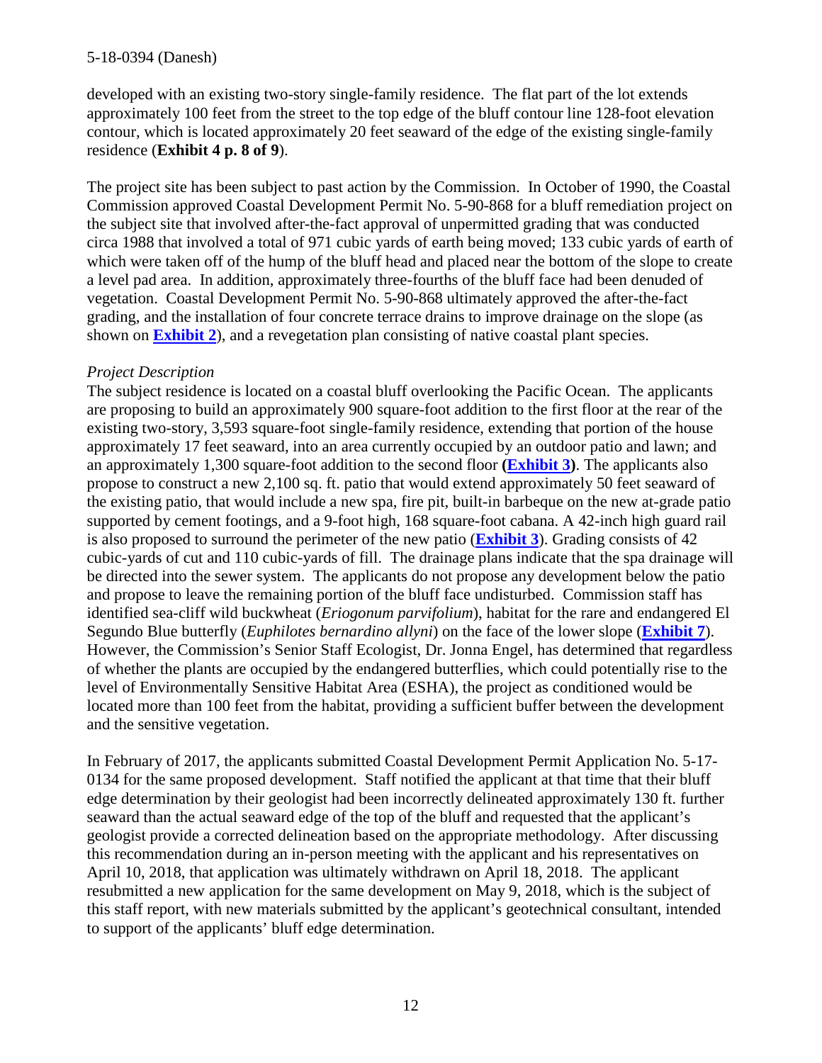developed with an existing two-story single-family residence. The flat part of the lot extends approximately 100 feet from the street to the top edge of the bluff contour line 128-foot elevation contour, which is located approximately 20 feet seaward of the edge of the existing single-family residence (**Exhibit 4 p. 8 of 9**).

The project site has been subject to past action by the Commission. In October of 1990, the Coastal Commission approved Coastal Development Permit No. 5-90-868 for a bluff remediation project on the subject site that involved after-the-fact approval of unpermitted grading that was conducted circa 1988 that involved a total of 971 cubic yards of earth being moved; 133 cubic yards of earth of which were taken off of the hump of the bluff head and placed near the bottom of the slope to create a level pad area. In addition, approximately three-fourths of the bluff face had been denuded of vegetation. Coastal Development Permit No. 5-90-868 ultimately approved the after-the-fact grading, and the installation of four concrete terrace drains to improve drainage on the slope (as shown on **Exhibit 2**), and a revegetation plan consisting of native coastal plant species.

*Project Description*

The subject residence is located on a coastal bluff overlooking the Pacific Ocean. The applicants are proposing to build an approximately 900 square-foot addition to the first floor at the rear of the existing two-story, 3,593 square-foot single-family residence, extending that portion of the house approximately 17 feet seaward, into an area currently occupied by an outdoor patio and lawn; and an approximately 1,300 square-foot addition to the second floor **(Exhibit 3)**. The applicants also propose to construct a new 2,100 sq. ft. patio that would extend approximately 50 feet seaward of the existing patio, that would include a new spa, fire pit, built-in barbeque on the new at-grade patio supported by cement footings, and a 9-foot high, 168 square-foot cabana. A 42-inch high guard rail is also proposed to surround the perimeter of the new patio (**Exhibit 3**). Grading consists of 42 cubic-yards of cut and 110 cubic-yards of fill. The drainage plans indicate that the spa drainage will be directed into the sewer system. The applicants do not propose any development below the patio and propose to leave the remaining portion of the bluff face undisturbed. Commission staff has identified sea-cliff wild buckwheat (*Eriogonum parvifolium*), habitat for the rare and endangered El Segundo Blue butterfly (*Euphilotes bernardino allyni*) on the face of the lower slope (**Exhibit 7**). However, the Commission's Senior Staff Ecologist, Dr. Jonna Engel, has determined that regardless of whether the plants are occupied by the endangered butterflies, which could potentially rise to the level of Environmentally Sensitive Habitat Area (ESHA), the project as conditioned would be located more than 100 feet from the habitat, providing a sufficient buffer between the development and the sensitive vegetation.

In February of 2017, the applicants submitted Coastal Development Permit Application No. 5-17-0134 for the same proposed development. Staff notified the applicant at that time that their bluff edge determination by their geologist had been incorrectly delineated approximately 130 ft. further seaward than the actual seaward edge of the top of the bluff and requested that the applicant's geologist provide a corrected delineation based on the appropriate methodology. After discussing this recommendation during an in-person meeting with the applicant and his representatives on April 10, 2018, that application was ultimately withdrawn on April 18, 2018. The applicant resubmitted a new application for the same development on May 9, 2018, which is the subject of this staff report, with new materials submitted by the applicant's geotechnical consultant, intended to support of the applicants' bluff edge determination.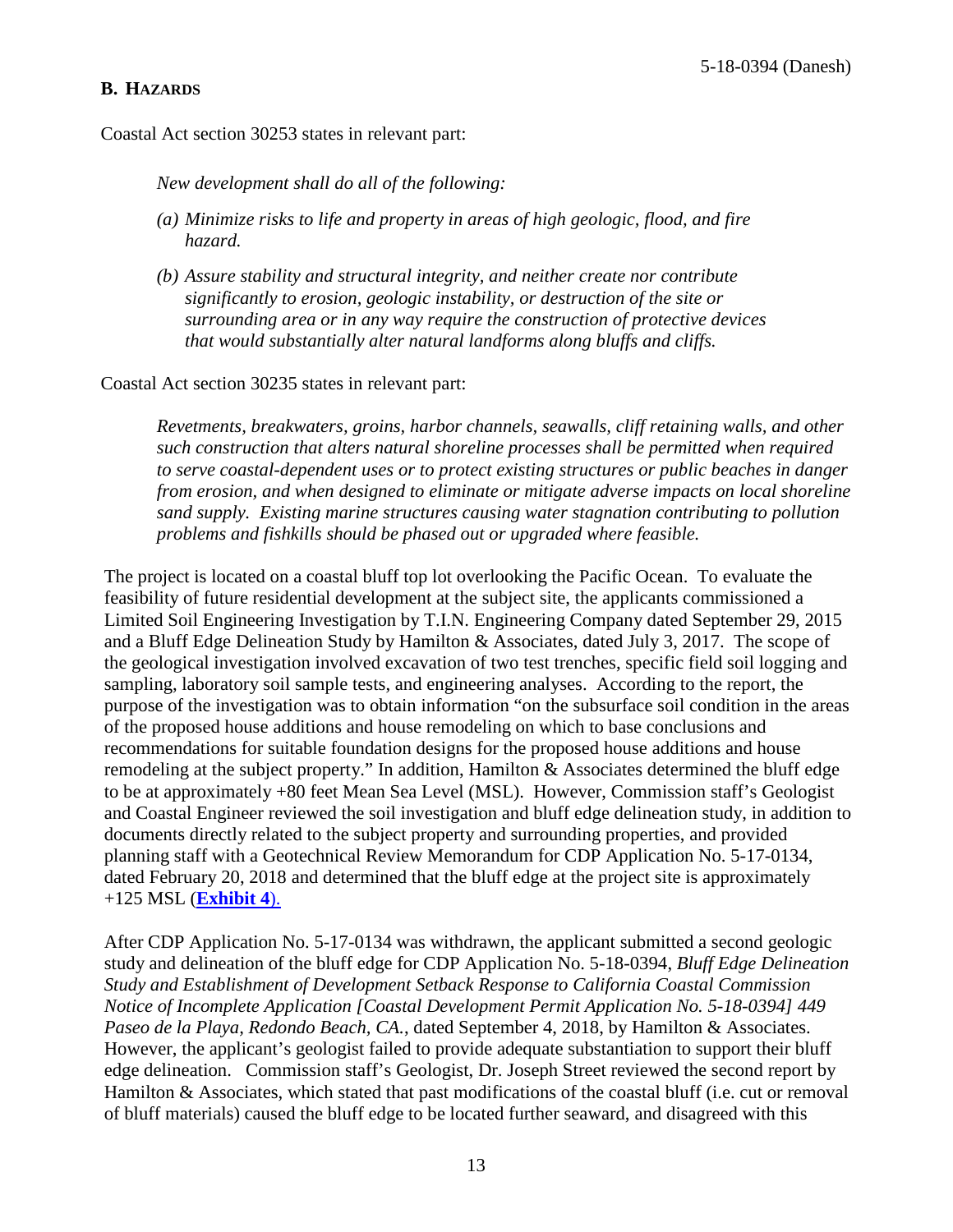## B. HAZARDS

Coastal Act section 30253 states in relevant part:

> *New development shall do all of the following:*
>
> *(a) Minimize risks to life and property in areas of high geologic, flood, and fire hazard.*
>
> *(b) Assure stability and structural integrity, and neither create nor contribute significantly to erosion, geologic instability, or destruction of the site or surrounding area or in any way require the construction of protective devices that would substantially alter natural landforms along bluffs and cliffs.*

Coastal Act section 30235 states in relevant part:

> *Revetments, breakwaters, groins, harbor channels, seawalls, cliff retaining walls, and other such construction that alters natural shoreline processes shall be permitted when required to serve coastal-dependent uses or to protect existing structures or public beaches in danger from erosion, and when designed to eliminate or mitigate adverse impacts on local shoreline sand supply. Existing marine structures causing water stagnation contributing to pollution problems and fishkills should be phased out or upgraded where feasible.*

The project is located on a coastal bluff top lot overlooking the Pacific Ocean. To evaluate the feasibility of future residential development at the subject site, the applicants commissioned a Limited Soil Engineering Investigation by T.I.N. Engineering Company dated September 29, 2015 and a Bluff Edge Delineation Study by Hamilton & Associates, dated July 3, 2017. The scope of the geological investigation involved excavation of two test trenches, specific field soil logging and sampling, laboratory soil sample tests, and engineering analyses. According to the report, the purpose of the investigation was to obtain information "on the subsurface soil condition in the areas of the proposed house additions and house remodeling on which to base conclusions and recommendations for suitable foundation designs for the proposed house additions and house remodeling at the subject property." In addition, Hamilton & Associates determined the bluff edge to be at approximately +80 feet Mean Sea Level (MSL). However, Commission staff's Geologist and Coastal Engineer reviewed the soil investigation and bluff edge delineation study, in addition to documents directly related to the subject property and surrounding properties, and provided planning staff with a Geotechnical Review Memorandum for CDP Application No. 5-17-0134, dated February 20, 2018 and determined that the bluff edge at the project site is approximately +125 MSL (**Exhibit 4**).

After CDP Application No. 5-17-0134 was withdrawn, the applicant submitted a second geologic study and delineation of the bluff edge for CDP Application No. 5-18-0394, *Bluff Edge Delineation Study and Establishment of Development Setback Response to California Coastal Commission Notice of Incomplete Application [Coastal Development Permit Application No. 5-18-0394] 449 Paseo de la Playa, Redondo Beach, CA.*, dated September 4, 2018, by Hamilton & Associates. However, the applicant's geologist failed to provide adequate substantiation to support their bluff edge delineation. Commission staff's Geologist, Dr. Joseph Street reviewed the second report by Hamilton & Associates, which stated that past modifications of the coastal bluff (i.e. cut or removal of bluff materials) caused the bluff edge to be located further seaward, and disagreed with this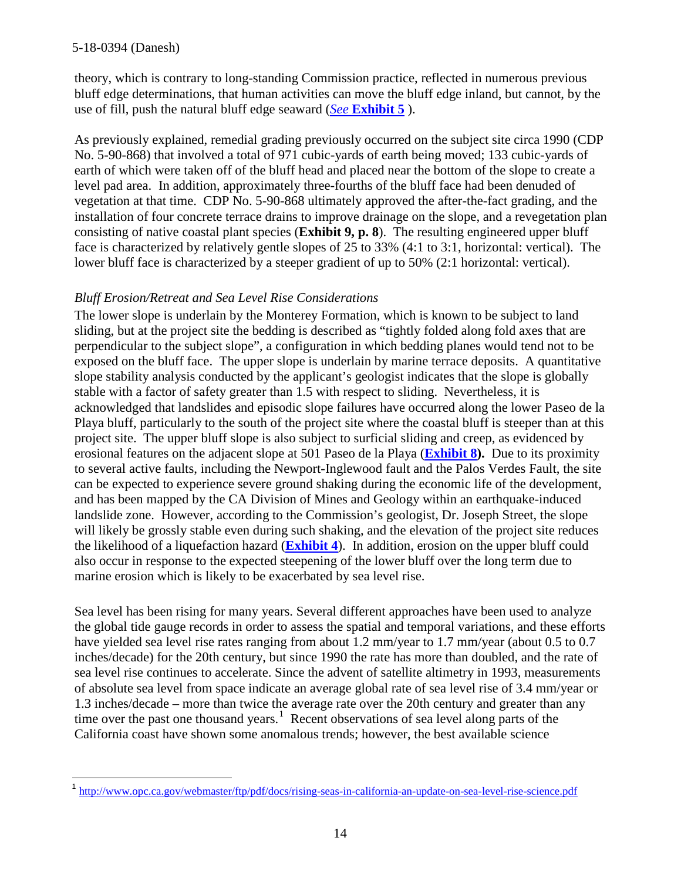theory, which is contrary to long-standing Commission practice, reflected in numerous previous bluff edge determinations, that human activities can move the bluff edge inland, but cannot, by the use of fill, push the natural bluff edge seaward (*See* **Exhibit 5** ).

As previously explained, remedial grading previously occurred on the subject site circa 1990 (CDP No. 5-90-868) that involved a total of 971 cubic-yards of earth being moved; 133 cubic-yards of earth of which were taken off of the bluff head and placed near the bottom of the slope to create a level pad area. In addition, approximately three-fourths of the bluff face had been denuded of vegetation at that time. CDP No. 5-90-868 ultimately approved the after-the-fact grading, and the installation of four concrete terrace drains to improve drainage on the slope, and a revegetation plan consisting of native coastal plant species (**Exhibit 9, p. 8**). The resulting engineered upper bluff face is characterized by relatively gentle slopes of 25 to 33% (4:1 to 3:1, horizontal: vertical). The lower bluff face is characterized by a steeper gradient of up to 50% (2:1 horizontal: vertical).

*Bluff Erosion/Retreat and Sea Level Rise Considerations*

The lower slope is underlain by the Monterey Formation, which is known to be subject to land sliding, but at the project site the bedding is described as "tightly folded along fold axes that are perpendicular to the subject slope", a configuration in which bedding planes would tend not to be exposed on the bluff face. The upper slope is underlain by marine terrace deposits. A quantitative slope stability analysis conducted by the applicant's geologist indicates that the slope is globally stable with a factor of safety greater than 1.5 with respect to sliding. Nevertheless, it is acknowledged that landslides and episodic slope failures have occurred along the lower Paseo de la Playa bluff, particularly to the south of the project site where the coastal bluff is steeper than at this project site. The upper bluff slope is also subject to surficial sliding and creep, as evidenced by erosional features on the adjacent slope at 501 Paseo de la Playa (**Exhibit 8**). Due to its proximity to several active faults, including the Newport-Inglewood fault and the Palos Verdes Fault, the site can be expected to experience severe ground shaking during the economic life of the development, and has been mapped by the CA Division of Mines and Geology within an earthquake-induced landslide zone. However, according to the Commission's geologist, Dr. Joseph Street, the slope will likely be grossly stable even during such shaking, and the elevation of the project site reduces the likelihood of a liquefaction hazard (**Exhibit 4**). In addition, erosion on the upper bluff could also occur in response to the expected steepening of the lower bluff over the long term due to marine erosion which is likely to be exacerbated by sea level rise.

Sea level has been rising for many years. Several different approaches have been used to analyze the global tide gauge records in order to assess the spatial and temporal variations, and these efforts have yielded sea level rise rates ranging from about 1.2 mm/year to 1.7 mm/year (about 0.5 to 0.7 inches/decade) for the 20th century, but since 1990 the rate has more than doubled, and the rate of sea level rise continues to accelerate. Since the advent of satellite altimetry in 1993, measurements of absolute sea level from space indicate an average global rate of sea level rise of 3.4 mm/year or 1.3 inches/decade – more than twice the average rate over the 20th century and greater than any time over the past one thousand years.[1] Recent observations of sea level along parts of the California coast have shown some anomalous trends; however, the best available science

[1] http://www.opc.ca.gov/webmaster/ftp/pdf/docs/rising-seas-in-california-an-update-on-sea-level-rise-science.pdf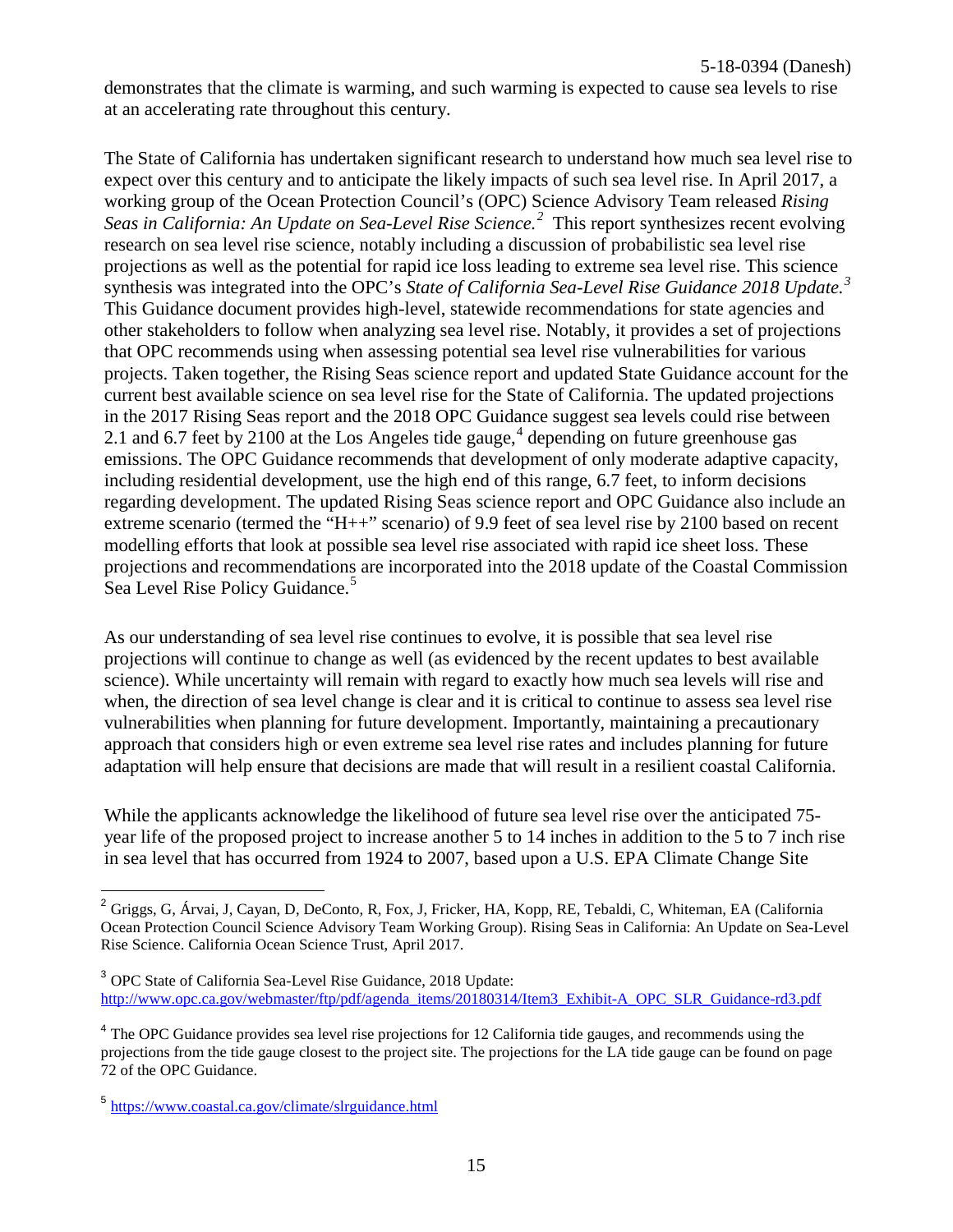demonstrates that the climate is warming, and such warming is expected to cause sea levels to rise at an accelerating rate throughout this century.

The State of California has undertaken significant research to understand how much sea level rise to expect over this century and to anticipate the likely impacts of such sea level rise. In April 2017, a working group of the Ocean Protection Council's (OPC) Science Advisory Team released *Rising Seas in California: An Update on Sea-Level Rise Science.*[2] This report synthesizes recent evolving research on sea level rise science, notably including a discussion of probabilistic sea level rise projections as well as the potential for rapid ice loss leading to extreme sea level rise. This science synthesis was integrated into the OPC's *State of California Sea-Level Rise Guidance 2018 Update.*[3] This Guidance document provides high-level, statewide recommendations for state agencies and other stakeholders to follow when analyzing sea level rise. Notably, it provides a set of projections that OPC recommends using when assessing potential sea level rise vulnerabilities for various projects. Taken together, the Rising Seas science report and updated State Guidance account for the current best available science on sea level rise for the State of California. The updated projections in the 2017 Rising Seas report and the 2018 OPC Guidance suggest sea levels could rise between 2.1 and 6.7 feet by 2100 at the Los Angeles tide gauge,[4] depending on future greenhouse gas emissions. The OPC Guidance recommends that development of only moderate adaptive capacity, including residential development, use the high end of this range, 6.7 feet, to inform decisions regarding development. The updated Rising Seas science report and OPC Guidance also include an extreme scenario (termed the "H++" scenario) of 9.9 feet of sea level rise by 2100 based on recent modelling efforts that look at possible sea level rise associated with rapid ice sheet loss. These projections and recommendations are incorporated into the 2018 update of the Coastal Commission Sea Level Rise Policy Guidance.[5]

As our understanding of sea level rise continues to evolve, it is possible that sea level rise projections will continue to change as well (as evidenced by the recent updates to best available science). While uncertainty will remain with regard to exactly how much sea levels will rise and when, the direction of sea level change is clear and it is critical to continue to assess sea level rise vulnerabilities when planning for future development. Importantly, maintaining a precautionary approach that considers high or even extreme sea level rise rates and includes planning for future adaptation will help ensure that decisions are made that will result in a resilient coastal California.

While the applicants acknowledge the likelihood of future sea level rise over the anticipated 75-year life of the proposed project to increase another 5 to 14 inches in addition to the 5 to 7 inch rise in sea level that has occurred from 1924 to 2007, based upon a U.S. EPA Climate Change Site

---

[2] Griggs, G, Árvai, J, Cayan, D, DeConto, R, Fox, J, Fricker, HA, Kopp, RE, Tebaldi, C, Whiteman, EA (California Ocean Protection Council Science Advisory Team Working Group). Rising Seas in California: An Update on Sea-Level Rise Science. California Ocean Science Trust, April 2017.

[3] OPC State of California Sea-Level Rise Guidance, 2018 Update: http://www.opc.ca.gov/webmaster/ftp/pdf/agenda_items/20180314/Item3_Exhibit-A_OPC_SLR_Guidance-rd3.pdf

[4] The OPC Guidance provides sea level rise projections for 12 California tide gauges, and recommends using the projections from the tide gauge closest to the project site. The projections for the LA tide gauge can be found on page 72 of the OPC Guidance.

[5] https://www.coastal.ca.gov/climate/slrguidance.html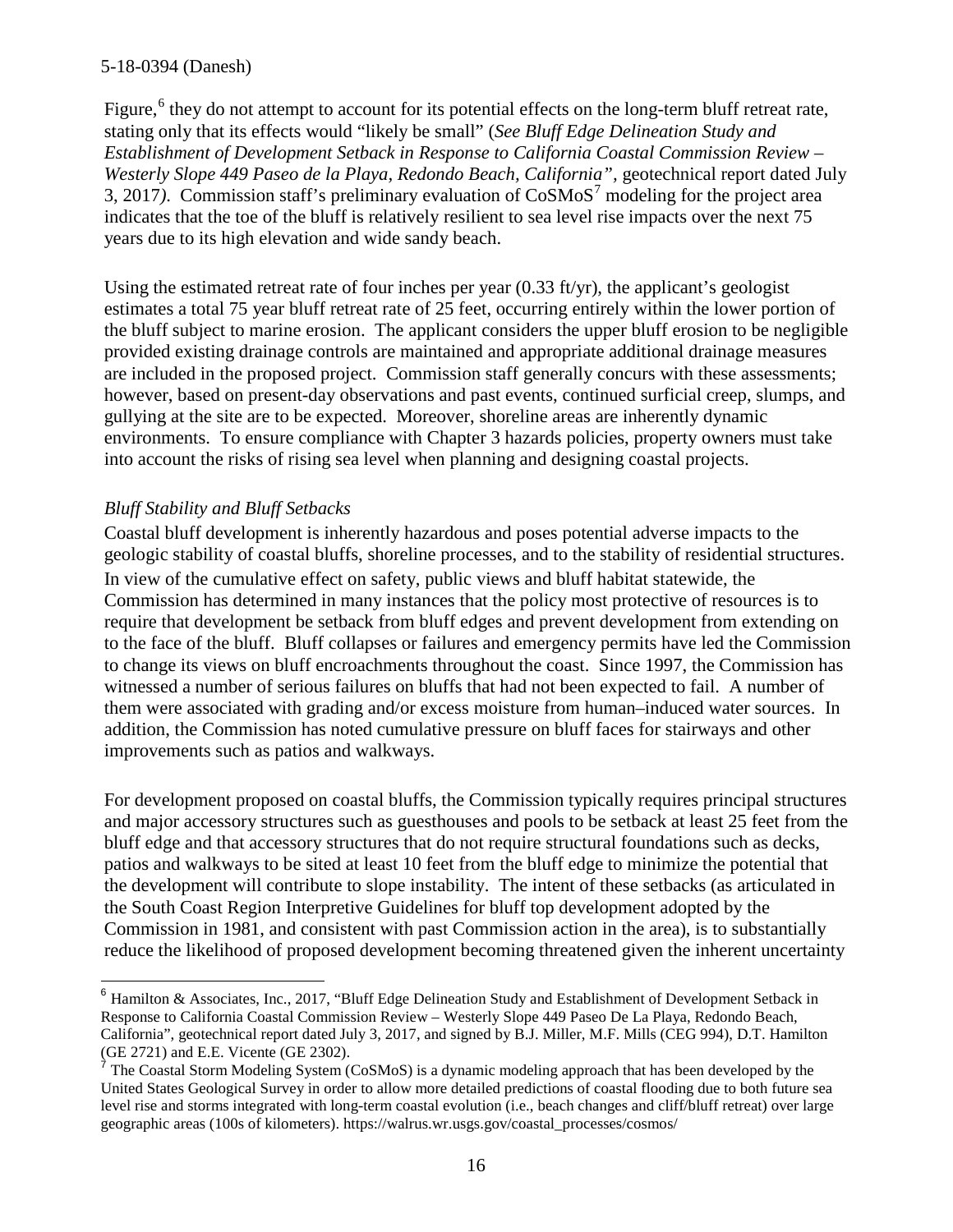Figure,[6] they do not attempt to account for its potential effects on the long-term bluff retreat rate, stating only that its effects would "likely be small" (*See Bluff Edge Delineation Study and Establishment of Development Setback in Response to California Coastal Commission Review – Westerly Slope 449 Paseo de la Playa, Redondo Beach, California",* geotechnical report dated July 3, 2017*)*. Commission staff's preliminary evaluation of CoSMoS[7] modeling for the project area indicates that the toe of the bluff is relatively resilient to sea level rise impacts over the next 75 years due to its high elevation and wide sandy beach.

Using the estimated retreat rate of four inches per year (0.33 ft/yr), the applicant's geologist estimates a total 75 year bluff retreat rate of 25 feet, occurring entirely within the lower portion of the bluff subject to marine erosion. The applicant considers the upper bluff erosion to be negligible provided existing drainage controls are maintained and appropriate additional drainage measures are included in the proposed project. Commission staff generally concurs with these assessments; however, based on present-day observations and past events, continued surficial creep, slumps, and gullying at the site are to be expected. Moreover, shoreline areas are inherently dynamic environments. To ensure compliance with Chapter 3 hazards policies, property owners must take into account the risks of rising sea level when planning and designing coastal projects.

*Bluff Stability and Bluff Setbacks*

Coastal bluff development is inherently hazardous and poses potential adverse impacts to the geologic stability of coastal bluffs, shoreline processes, and to the stability of residential structures. In view of the cumulative effect on safety, public views and bluff habitat statewide, the Commission has determined in many instances that the policy most protective of resources is to require that development be setback from bluff edges and prevent development from extending on to the face of the bluff. Bluff collapses or failures and emergency permits have led the Commission to change its views on bluff encroachments throughout the coast. Since 1997, the Commission has witnessed a number of serious failures on bluffs that had not been expected to fail. A number of them were associated with grading and/or excess moisture from human–induced water sources. In addition, the Commission has noted cumulative pressure on bluff faces for stairways and other improvements such as patios and walkways.

For development proposed on coastal bluffs, the Commission typically requires principal structures and major accessory structures such as guesthouses and pools to be setback at least 25 feet from the bluff edge and that accessory structures that do not require structural foundations such as decks, patios and walkways to be sited at least 10 feet from the bluff edge to minimize the potential that the development will contribute to slope instability. The intent of these setbacks (as articulated in the South Coast Region Interpretive Guidelines for bluff top development adopted by the Commission in 1981, and consistent with past Commission action in the area), is to substantially reduce the likelihood of proposed development becoming threatened given the inherent uncertainty

[6] Hamilton & Associates, Inc., 2017, "Bluff Edge Delineation Study and Establishment of Development Setback in Response to California Coastal Commission Review – Westerly Slope 449 Paseo De La Playa, Redondo Beach, California", geotechnical report dated July 3, 2017, and signed by B.J. Miller, M.F. Mills (CEG 994), D.T. Hamilton (GE 2721) and E.E. Vicente (GE 2302).

[7] The Coastal Storm Modeling System (CoSMoS) is a dynamic modeling approach that has been developed by the United States Geological Survey in order to allow more detailed predictions of coastal flooding due to both future sea level rise and storms integrated with long-term coastal evolution (i.e., beach changes and cliff/bluff retreat) over large geographic areas (100s of kilometers). https://walrus.wr.usgs.gov/coastal_processes/cosmos/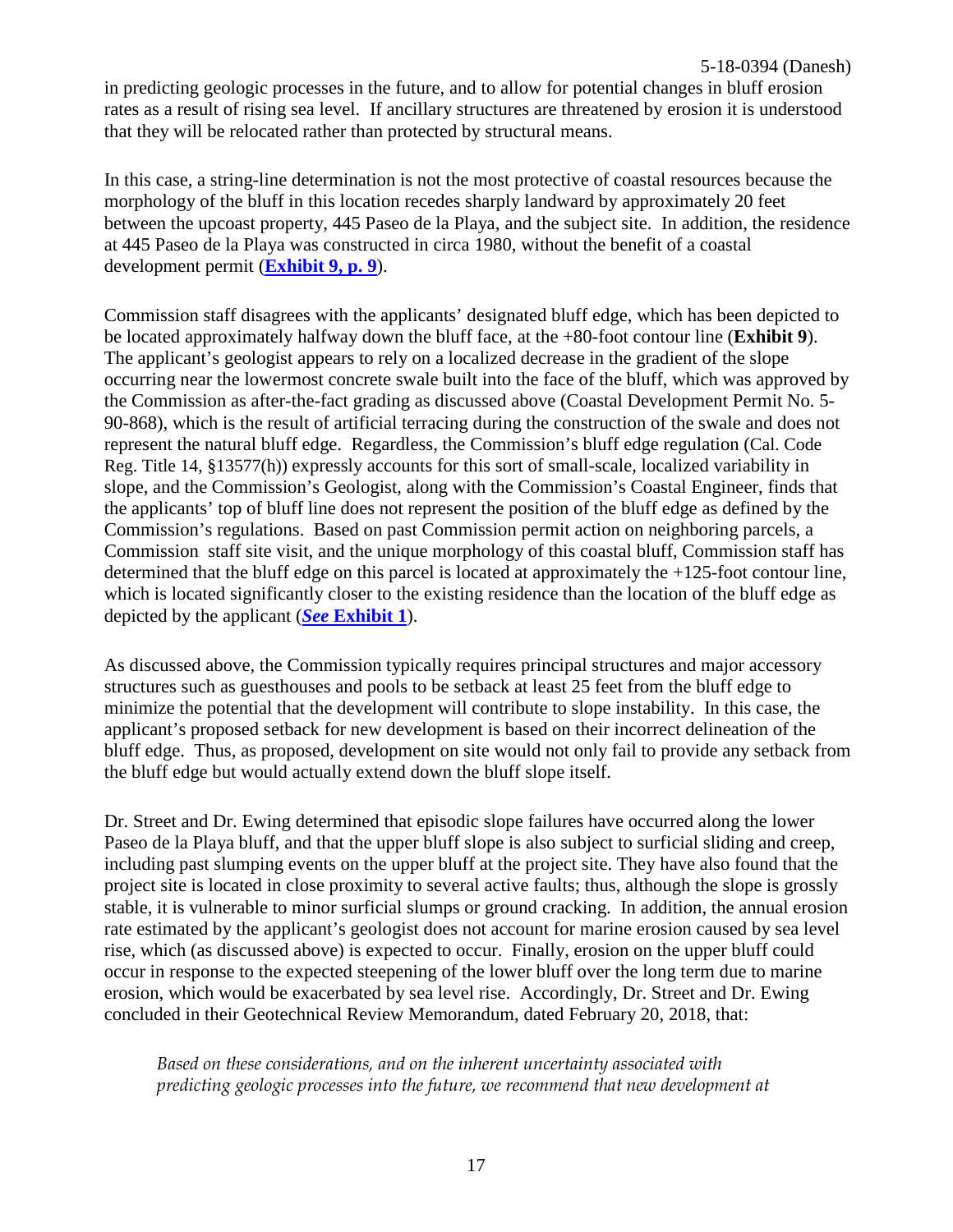in predicting geologic processes in the future, and to allow for potential changes in bluff erosion rates as a result of rising sea level. If ancillary structures are threatened by erosion it is understood that they will be relocated rather than protected by structural means.

In this case, a string-line determination is not the most protective of coastal resources because the morphology of the bluff in this location recedes sharply landward by approximately 20 feet between the upcoast property, 445 Paseo de la Playa, and the subject site. In addition, the residence at 445 Paseo de la Playa was constructed in circa 1980, without the benefit of a coastal development permit (**Exhibit 9, p. 9**).

Commission staff disagrees with the applicants' designated bluff edge, which has been depicted to be located approximately halfway down the bluff face, at the +80-foot contour line (**Exhibit 9**). The applicant's geologist appears to rely on a localized decrease in the gradient of the slope occurring near the lowermost concrete swale built into the face of the bluff, which was approved by the Commission as after-the-fact grading as discussed above (Coastal Development Permit No. 5-90-868), which is the result of artificial terracing during the construction of the swale and does not represent the natural bluff edge. Regardless, the Commission's bluff edge regulation (Cal. Code Reg. Title 14, §13577(h)) expressly accounts for this sort of small-scale, localized variability in slope, and the Commission's Geologist, along with the Commission's Coastal Engineer, finds that the applicants' top of bluff line does not represent the position of the bluff edge as defined by the Commission's regulations. Based on past Commission permit action on neighboring parcels, a Commission staff site visit, and the unique morphology of this coastal bluff, Commission staff has determined that the bluff edge on this parcel is located at approximately the +125-foot contour line, which is located significantly closer to the existing residence than the location of the bluff edge as depicted by the applicant (***See* Exhibit 1**).

As discussed above, the Commission typically requires principal structures and major accessory structures such as guesthouses and pools to be setback at least 25 feet from the bluff edge to minimize the potential that the development will contribute to slope instability. In this case, the applicant's proposed setback for new development is based on their incorrect delineation of the bluff edge. Thus, as proposed, development on site would not only fail to provide any setback from the bluff edge but would actually extend down the bluff slope itself.

Dr. Street and Dr. Ewing determined that episodic slope failures have occurred along the lower Paseo de la Playa bluff, and that the upper bluff slope is also subject to surficial sliding and creep, including past slumping events on the upper bluff at the project site. They have also found that the project site is located in close proximity to several active faults; thus, although the slope is grossly stable, it is vulnerable to minor surficial slumps or ground cracking. In addition, the annual erosion rate estimated by the applicant's geologist does not account for marine erosion caused by sea level rise, which (as discussed above) is expected to occur. Finally, erosion on the upper bluff could occur in response to the expected steepening of the lower bluff over the long term due to marine erosion, which would be exacerbated by sea level rise. Accordingly, Dr. Street and Dr. Ewing concluded in their Geotechnical Review Memorandum, dated February 20, 2018, that:

> *Based on these considerations, and on the inherent uncertainty associated with predicting geologic processes into the future, we recommend that new development at*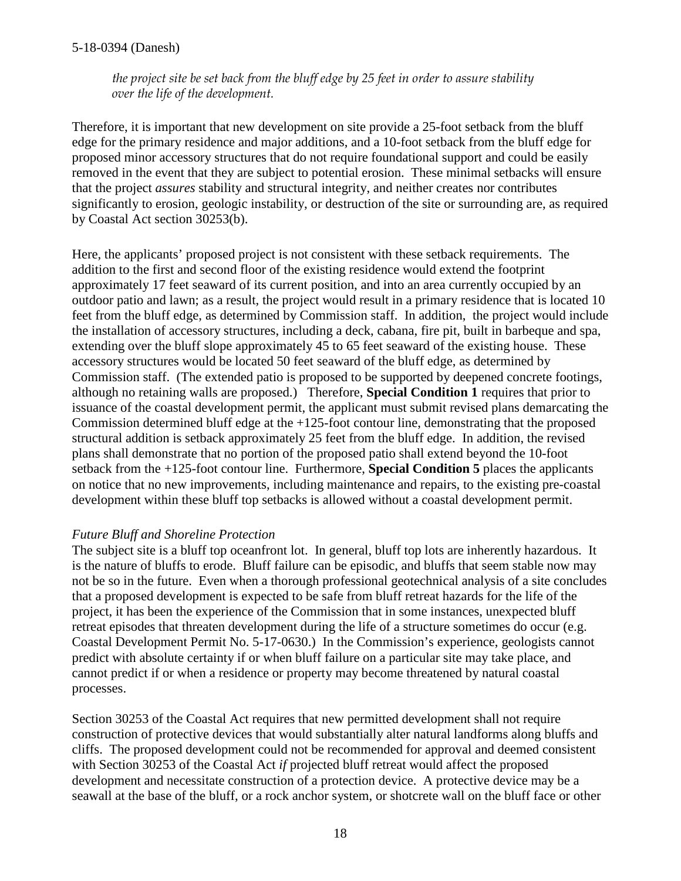*the project site be set back from the bluff edge by 25 feet in order to assure stability over the life of the development.*

Therefore, it is important that new development on site provide a 25-foot setback from the bluff edge for the primary residence and major additions, and a 10-foot setback from the bluff edge for proposed minor accessory structures that do not require foundational support and could be easily removed in the event that they are subject to potential erosion. These minimal setbacks will ensure that the project *assures* stability and structural integrity, and neither creates nor contributes significantly to erosion, geologic instability, or destruction of the site or surrounding are, as required by Coastal Act section 30253(b).

Here, the applicants' proposed project is not consistent with these setback requirements. The addition to the first and second floor of the existing residence would extend the footprint approximately 17 feet seaward of its current position, and into an area currently occupied by an outdoor patio and lawn; as a result, the project would result in a primary residence that is located 10 feet from the bluff edge, as determined by Commission staff. In addition, the project would include the installation of accessory structures, including a deck, cabana, fire pit, built in barbeque and spa, extending over the bluff slope approximately 45 to 65 feet seaward of the existing house. These accessory structures would be located 50 feet seaward of the bluff edge, as determined by Commission staff. (The extended patio is proposed to be supported by deepened concrete footings, although no retaining walls are proposed.) Therefore, **Special Condition 1** requires that prior to issuance of the coastal development permit, the applicant must submit revised plans demarcating the Commission determined bluff edge at the +125-foot contour line, demonstrating that the proposed structural addition is setback approximately 25 feet from the bluff edge. In addition, the revised plans shall demonstrate that no portion of the proposed patio shall extend beyond the 10-foot setback from the +125-foot contour line. Furthermore, **Special Condition 5** places the applicants on notice that no new improvements, including maintenance and repairs, to the existing pre-coastal development within these bluff top setbacks is allowed without a coastal development permit.

*Future Bluff and Shoreline Protection*

The subject site is a bluff top oceanfront lot. In general, bluff top lots are inherently hazardous. It is the nature of bluffs to erode. Bluff failure can be episodic, and bluffs that seem stable now may not be so in the future. Even when a thorough professional geotechnical analysis of a site concludes that a proposed development is expected to be safe from bluff retreat hazards for the life of the project, it has been the experience of the Commission that in some instances, unexpected bluff retreat episodes that threaten development during the life of a structure sometimes do occur (e.g. Coastal Development Permit No. 5-17-0630.) In the Commission's experience, geologists cannot predict with absolute certainty if or when bluff failure on a particular site may take place, and cannot predict if or when a residence or property may become threatened by natural coastal processes.

Section 30253 of the Coastal Act requires that new permitted development shall not require construction of protective devices that would substantially alter natural landforms along bluffs and cliffs. The proposed development could not be recommended for approval and deemed consistent with Section 30253 of the Coastal Act *if* projected bluff retreat would affect the proposed development and necessitate construction of a protection device. A protective device may be a seawall at the base of the bluff, or a rock anchor system, or shotcrete wall on the bluff face or other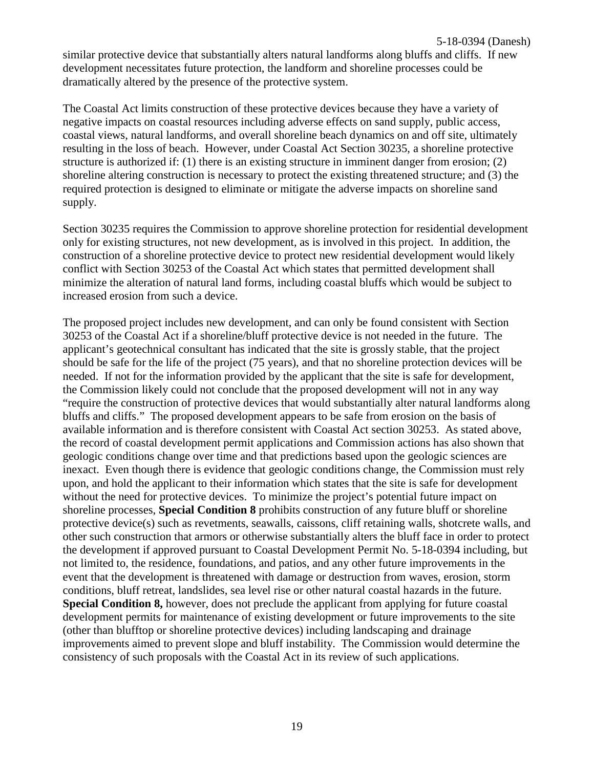similar protective device that substantially alters natural landforms along bluffs and cliffs. If new development necessitates future protection, the landform and shoreline processes could be dramatically altered by the presence of the protective system.

The Coastal Act limits construction of these protective devices because they have a variety of negative impacts on coastal resources including adverse effects on sand supply, public access, coastal views, natural landforms, and overall shoreline beach dynamics on and off site, ultimately resulting in the loss of beach. However, under Coastal Act Section 30235, a shoreline protective structure is authorized if: (1) there is an existing structure in imminent danger from erosion; (2) shoreline altering construction is necessary to protect the existing threatened structure; and (3) the required protection is designed to eliminate or mitigate the adverse impacts on shoreline sand supply.

Section 30235 requires the Commission to approve shoreline protection for residential development only for existing structures, not new development, as is involved in this project. In addition, the construction of a shoreline protective device to protect new residential development would likely conflict with Section 30253 of the Coastal Act which states that permitted development shall minimize the alteration of natural land forms, including coastal bluffs which would be subject to increased erosion from such a device.

The proposed project includes new development, and can only be found consistent with Section 30253 of the Coastal Act if a shoreline/bluff protective device is not needed in the future. The applicant's geotechnical consultant has indicated that the site is grossly stable, that the project should be safe for the life of the project (75 years), and that no shoreline protection devices will be needed. If not for the information provided by the applicant that the site is safe for development, the Commission likely could not conclude that the proposed development will not in any way "require the construction of protective devices that would substantially alter natural landforms along bluffs and cliffs." The proposed development appears to be safe from erosion on the basis of available information and is therefore consistent with Coastal Act section 30253. As stated above, the record of coastal development permit applications and Commission actions has also shown that geologic conditions change over time and that predictions based upon the geologic sciences are inexact. Even though there is evidence that geologic conditions change, the Commission must rely upon, and hold the applicant to their information which states that the site is safe for development without the need for protective devices. To minimize the project's potential future impact on shoreline processes, **Special Condition 8** prohibits construction of any future bluff or shoreline protective device(s) such as revetments, seawalls, caissons, cliff retaining walls, shotcrete walls, and other such construction that armors or otherwise substantially alters the bluff face in order to protect the development if approved pursuant to Coastal Development Permit No. 5-18-0394 including, but not limited to, the residence, foundations, and patios, and any other future improvements in the event that the development is threatened with damage or destruction from waves, erosion, storm conditions, bluff retreat, landslides, sea level rise or other natural coastal hazards in the future. **Special Condition 8,** however, does not preclude the applicant from applying for future coastal development permits for maintenance of existing development or future improvements to the site (other than blufftop or shoreline protective devices) including landscaping and drainage improvements aimed to prevent slope and bluff instability. The Commission would determine the consistency of such proposals with the Coastal Act in its review of such applications.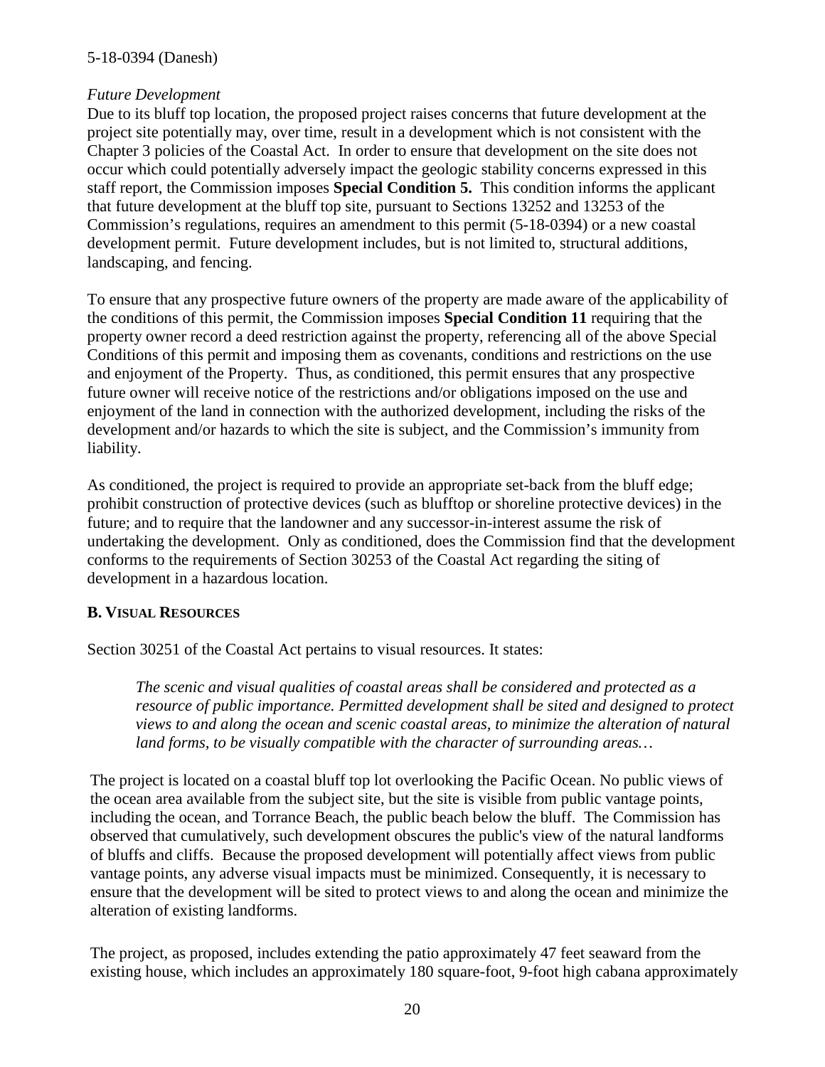*Future Development*

Due to its bluff top location, the proposed project raises concerns that future development at the project site potentially may, over time, result in a development which is not consistent with the Chapter 3 policies of the Coastal Act. In order to ensure that development on the site does not occur which could potentially adversely impact the geologic stability concerns expressed in this staff report, the Commission imposes **Special Condition 5.** This condition informs the applicant that future development at the bluff top site, pursuant to Sections 13252 and 13253 of the Commission's regulations, requires an amendment to this permit (5-18-0394) or a new coastal development permit. Future development includes, but is not limited to, structural additions, landscaping, and fencing.

To ensure that any prospective future owners of the property are made aware of the applicability of the conditions of this permit, the Commission imposes **Special Condition 11** requiring that the property owner record a deed restriction against the property, referencing all of the above Special Conditions of this permit and imposing them as covenants, conditions and restrictions on the use and enjoyment of the Property. Thus, as conditioned, this permit ensures that any prospective future owner will receive notice of the restrictions and/or obligations imposed on the use and enjoyment of the land in connection with the authorized development, including the risks of the development and/or hazards to which the site is subject, and the Commission's immunity from liability.

As conditioned, the project is required to provide an appropriate set-back from the bluff edge; prohibit construction of protective devices (such as blufftop or shoreline protective devices) in the future; and to require that the landowner and any successor-in-interest assume the risk of undertaking the development. Only as conditioned, does the Commission find that the development conforms to the requirements of Section 30253 of the Coastal Act regarding the siting of development in a hazardous location.

### B. VISUAL RESOURCES

Section 30251 of the Coastal Act pertains to visual resources. It states:

> *The scenic and visual qualities of coastal areas shall be considered and protected as a resource of public importance. Permitted development shall be sited and designed to protect views to and along the ocean and scenic coastal areas, to minimize the alteration of natural land forms, to be visually compatible with the character of surrounding areas…*

The project is located on a coastal bluff top lot overlooking the Pacific Ocean. No public views of the ocean area available from the subject site, but the site is visible from public vantage points, including the ocean, and Torrance Beach, the public beach below the bluff. The Commission has observed that cumulatively, such development obscures the public's view of the natural landforms of bluffs and cliffs. Because the proposed development will potentially affect views from public vantage points, any adverse visual impacts must be minimized. Consequently, it is necessary to ensure that the development will be sited to protect views to and along the ocean and minimize the alteration of existing landforms.

The project, as proposed, includes extending the patio approximately 47 feet seaward from the existing house, which includes an approximately 180 square-foot, 9-foot high cabana approximately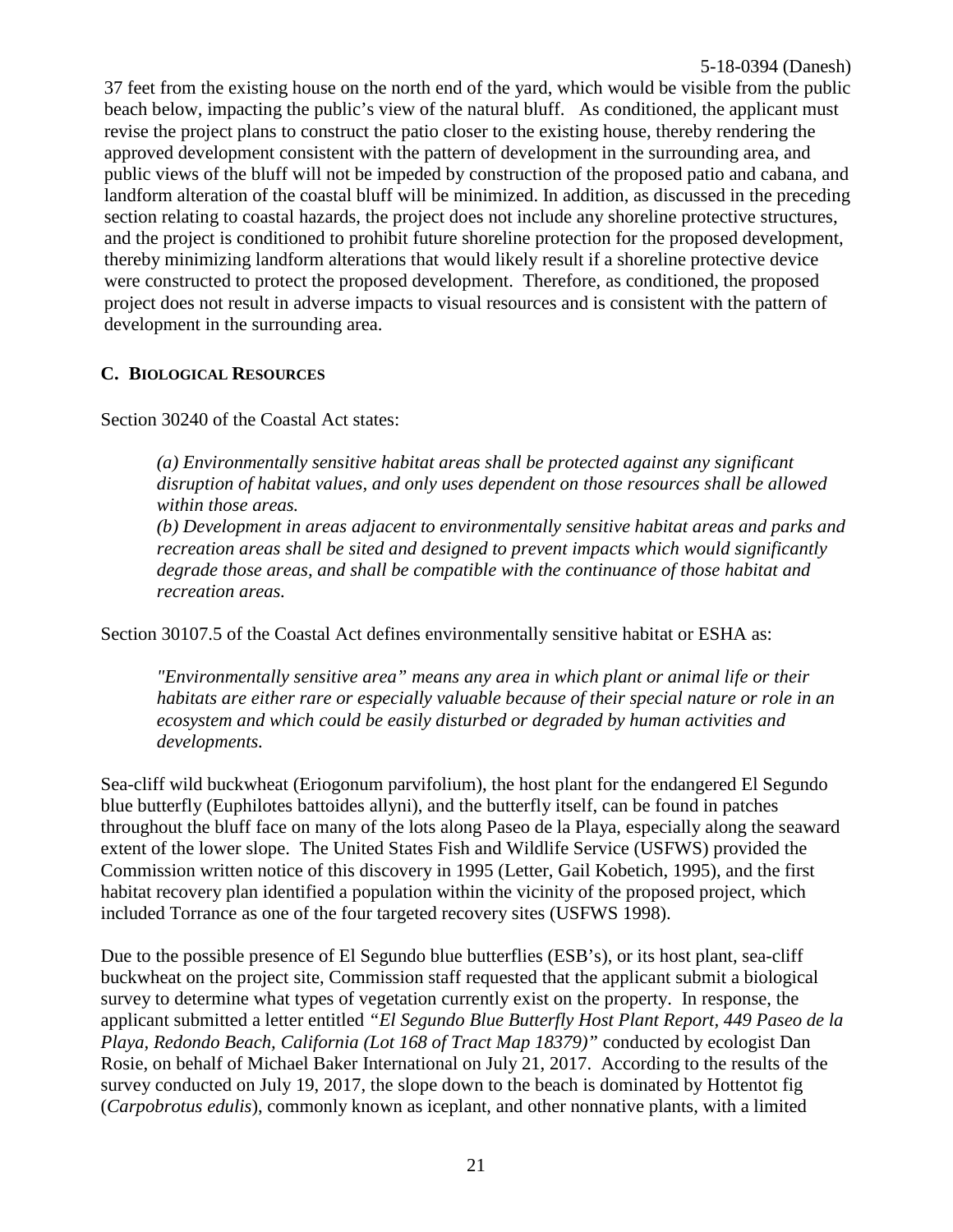37 feet from the existing house on the north end of the yard, which would be visible from the public beach below, impacting the public's view of the natural bluff. As conditioned, the applicant must revise the project plans to construct the patio closer to the existing house, thereby rendering the approved development consistent with the pattern of development in the surrounding area, and public views of the bluff will not be impeded by construction of the proposed patio and cabana, and landform alteration of the coastal bluff will be minimized. In addition, as discussed in the preceding section relating to coastal hazards, the project does not include any shoreline protective structures, and the project is conditioned to prohibit future shoreline protection for the proposed development, thereby minimizing landform alterations that would likely result if a shoreline protective device were constructed to protect the proposed development. Therefore, as conditioned, the proposed project does not result in adverse impacts to visual resources and is consistent with the pattern of development in the surrounding area.

### C. BIOLOGICAL RESOURCES

Section 30240 of the Coastal Act states:

> *(a) Environmentally sensitive habitat areas shall be protected against any significant disruption of habitat values, and only uses dependent on those resources shall be allowed within those areas.*
> *(b) Development in areas adjacent to environmentally sensitive habitat areas and parks and recreation areas shall be sited and designed to prevent impacts which would significantly degrade those areas, and shall be compatible with the continuance of those habitat and recreation areas.*

Section 30107.5 of the Coastal Act defines environmentally sensitive habitat or ESHA as:

> *"Environmentally sensitive area" means any area in which plant or animal life or their habitats are either rare or especially valuable because of their special nature or role in an ecosystem and which could be easily disturbed or degraded by human activities and developments.*

Sea-cliff wild buckwheat (Eriogonum parvifolium), the host plant for the endangered El Segundo blue butterfly (Euphilotes battoides allyni), and the butterfly itself, can be found in patches throughout the bluff face on many of the lots along Paseo de la Playa, especially along the seaward extent of the lower slope. The United States Fish and Wildlife Service (USFWS) provided the Commission written notice of this discovery in 1995 (Letter, Gail Kobetich, 1995), and the first habitat recovery plan identified a population within the vicinity of the proposed project, which included Torrance as one of the four targeted recovery sites (USFWS 1998).

Due to the possible presence of El Segundo blue butterflies (ESB's), or its host plant, sea-cliff buckwheat on the project site, Commission staff requested that the applicant submit a biological survey to determine what types of vegetation currently exist on the property. In response, the applicant submitted a letter entitled *"El Segundo Blue Butterfly Host Plant Report, 449 Paseo de la Playa, Redondo Beach, California (Lot 168 of Tract Map 18379)"* conducted by ecologist Dan Rosie, on behalf of Michael Baker International on July 21, 2017. According to the results of the survey conducted on July 19, 2017, the slope down to the beach is dominated by Hottentot fig (*Carpobrotus edulis*), commonly known as iceplant, and other nonnative plants, with a limited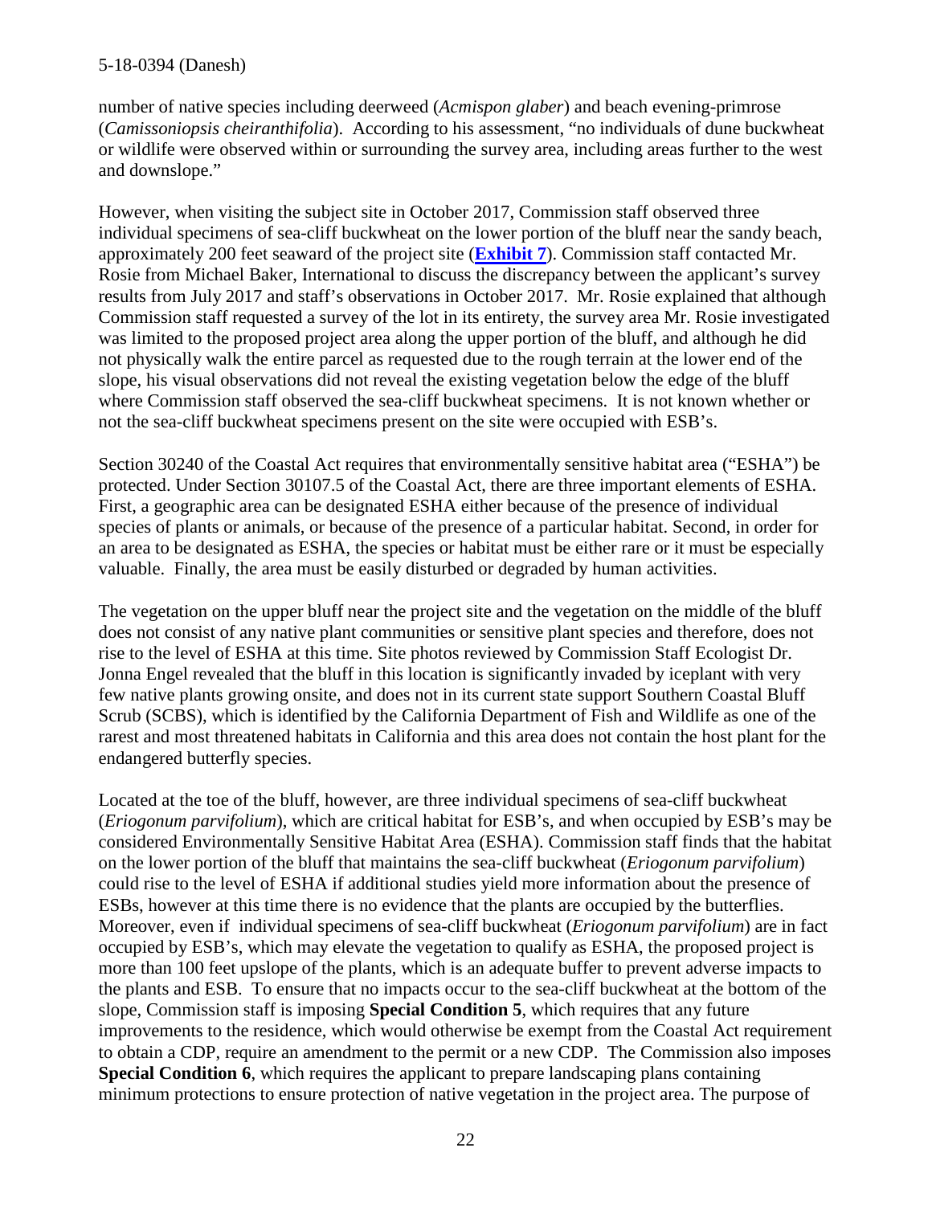number of native species including deerweed (*Acmispon glaber*) and beach evening-primrose (*Camissoniopsis cheiranthifolia*). According to his assessment, "no individuals of dune buckwheat or wildlife were observed within or surrounding the survey area, including areas further to the west and downslope."

However, when visiting the subject site in October 2017, Commission staff observed three individual specimens of sea-cliff buckwheat on the lower portion of the bluff near the sandy beach, approximately 200 feet seaward of the project site (**Exhibit 7**). Commission staff contacted Mr. Rosie from Michael Baker, International to discuss the discrepancy between the applicant's survey results from July 2017 and staff's observations in October 2017. Mr. Rosie explained that although Commission staff requested a survey of the lot in its entirety, the survey area Mr. Rosie investigated was limited to the proposed project area along the upper portion of the bluff, and although he did not physically walk the entire parcel as requested due to the rough terrain at the lower end of the slope, his visual observations did not reveal the existing vegetation below the edge of the bluff where Commission staff observed the sea-cliff buckwheat specimens. It is not known whether or not the sea-cliff buckwheat specimens present on the site were occupied with ESB's.

Section 30240 of the Coastal Act requires that environmentally sensitive habitat area ("ESHA") be protected. Under Section 30107.5 of the Coastal Act, there are three important elements of ESHA. First, a geographic area can be designated ESHA either because of the presence of individual species of plants or animals, or because of the presence of a particular habitat. Second, in order for an area to be designated as ESHA, the species or habitat must be either rare or it must be especially valuable. Finally, the area must be easily disturbed or degraded by human activities.

The vegetation on the upper bluff near the project site and the vegetation on the middle of the bluff does not consist of any native plant communities or sensitive plant species and therefore, does not rise to the level of ESHA at this time. Site photos reviewed by Commission Staff Ecologist Dr. Jonna Engel revealed that the bluff in this location is significantly invaded by iceplant with very few native plants growing onsite, and does not in its current state support Southern Coastal Bluff Scrub (SCBS), which is identified by the California Department of Fish and Wildlife as one of the rarest and most threatened habitats in California and this area does not contain the host plant for the endangered butterfly species.

Located at the toe of the bluff, however, are three individual specimens of sea-cliff buckwheat (*Eriogonum parvifolium*), which are critical habitat for ESB's, and when occupied by ESB's may be considered Environmentally Sensitive Habitat Area (ESHA). Commission staff finds that the habitat on the lower portion of the bluff that maintains the sea-cliff buckwheat (*Eriogonum parvifolium*) could rise to the level of ESHA if additional studies yield more information about the presence of ESBs, however at this time there is no evidence that the plants are occupied by the butterflies. Moreover, even if individual specimens of sea-cliff buckwheat (*Eriogonum parvifolium*) are in fact occupied by ESB's, which may elevate the vegetation to qualify as ESHA, the proposed project is more than 100 feet upslope of the plants, which is an adequate buffer to prevent adverse impacts to the plants and ESB. To ensure that no impacts occur to the sea-cliff buckwheat at the bottom of the slope, Commission staff is imposing **Special Condition 5**, which requires that any future improvements to the residence, which would otherwise be exempt from the Coastal Act requirement to obtain a CDP, require an amendment to the permit or a new CDP. The Commission also imposes **Special Condition 6**, which requires the applicant to prepare landscaping plans containing minimum protections to ensure protection of native vegetation in the project area. The purpose of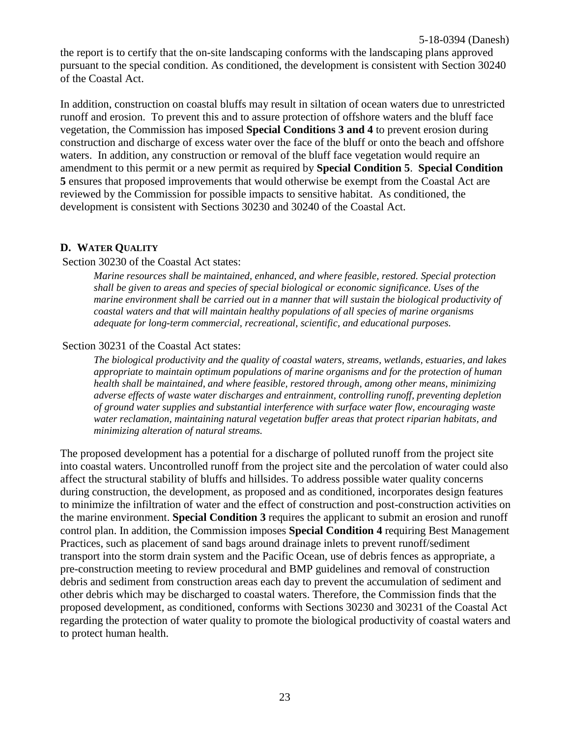the report is to certify that the on-site landscaping conforms with the landscaping plans approved pursuant to the special condition. As conditioned, the development is consistent with Section 30240 of the Coastal Act.

In addition, construction on coastal bluffs may result in siltation of ocean waters due to unrestricted runoff and erosion. To prevent this and to assure protection of offshore waters and the bluff face vegetation, the Commission has imposed **Special Conditions 3 and 4** to prevent erosion during construction and discharge of excess water over the face of the bluff or onto the beach and offshore waters. In addition, any construction or removal of the bluff face vegetation would require an amendment to this permit or a new permit as required by **Special Condition 5**. **Special Condition 5** ensures that proposed improvements that would otherwise be exempt from the Coastal Act are reviewed by the Commission for possible impacts to sensitive habitat. As conditioned, the development is consistent with Sections 30230 and 30240 of the Coastal Act.

## D. Water Quality

Section 30230 of the Coastal Act states:

> *Marine resources shall be maintained, enhanced, and where feasible, restored. Special protection shall be given to areas and species of special biological or economic significance. Uses of the marine environment shall be carried out in a manner that will sustain the biological productivity of coastal waters and that will maintain healthy populations of all species of marine organisms adequate for long-term commercial, recreational, scientific, and educational purposes.*

Section 30231 of the Coastal Act states:

> *The biological productivity and the quality of coastal waters, streams, wetlands, estuaries, and lakes appropriate to maintain optimum populations of marine organisms and for the protection of human health shall be maintained, and where feasible, restored through, among other means, minimizing adverse effects of waste water discharges and entrainment, controlling runoff, preventing depletion of ground water supplies and substantial interference with surface water flow, encouraging waste water reclamation, maintaining natural vegetation buffer areas that protect riparian habitats, and minimizing alteration of natural streams.*

The proposed development has a potential for a discharge of polluted runoff from the project site into coastal waters. Uncontrolled runoff from the project site and the percolation of water could also affect the structural stability of bluffs and hillsides. To address possible water quality concerns during construction, the development, as proposed and as conditioned, incorporates design features to minimize the infiltration of water and the effect of construction and post-construction activities on the marine environment. **Special Condition 3** requires the applicant to submit an erosion and runoff control plan. In addition, the Commission imposes **Special Condition 4** requiring Best Management Practices, such as placement of sand bags around drainage inlets to prevent runoff/sediment transport into the storm drain system and the Pacific Ocean, use of debris fences as appropriate, a pre-construction meeting to review procedural and BMP guidelines and removal of construction debris and sediment from construction areas each day to prevent the accumulation of sediment and other debris which may be discharged to coastal waters. Therefore, the Commission finds that the proposed development, as conditioned, conforms with Sections 30230 and 30231 of the Coastal Act regarding the protection of water quality to promote the biological productivity of coastal waters and to protect human health.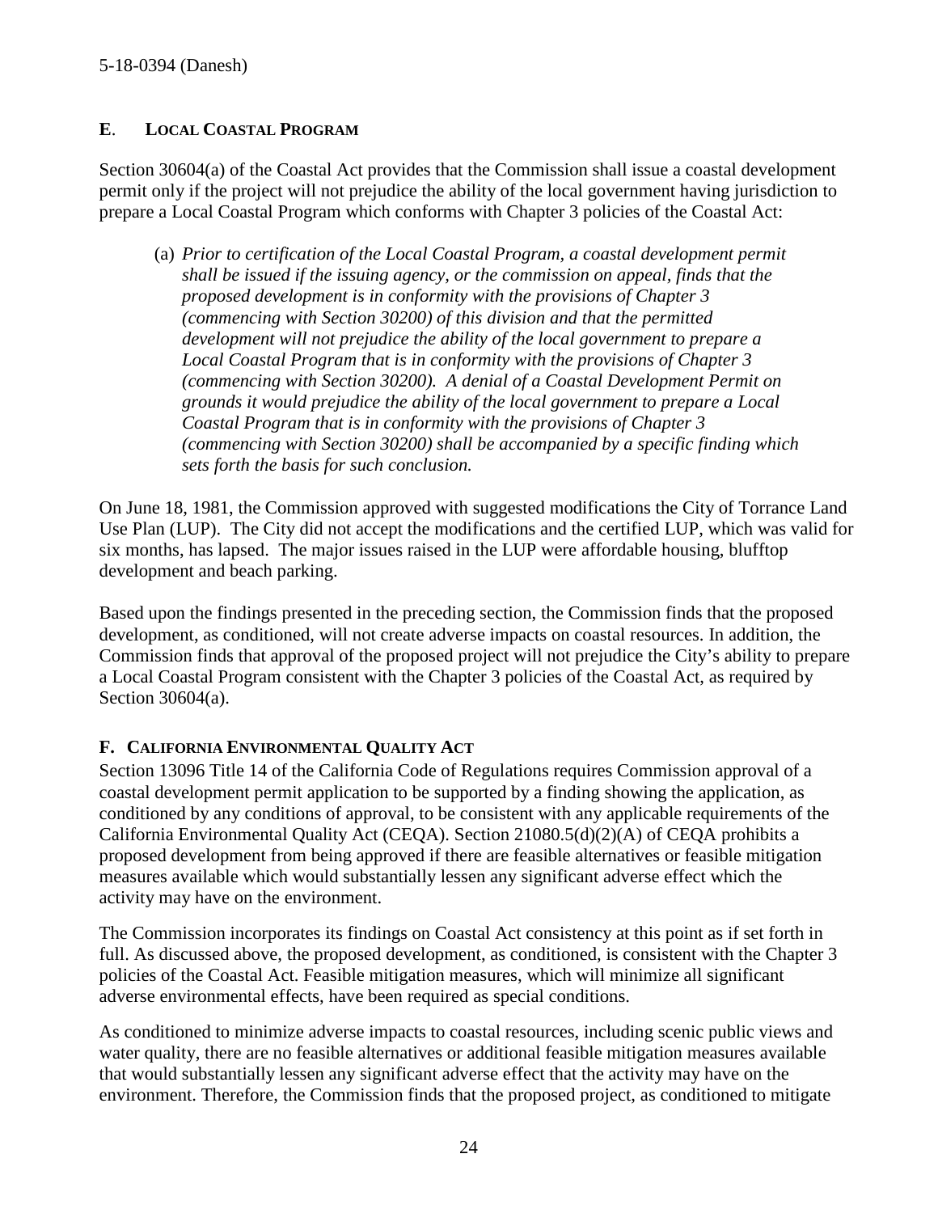## E. Local Coastal Program

Section 30604(a) of the Coastal Act provides that the Commission shall issue a coastal development permit only if the project will not prejudice the ability of the local government having jurisdiction to prepare a Local Coastal Program which conforms with Chapter 3 policies of the Coastal Act:

> (a) *Prior to certification of the Local Coastal Program, a coastal development permit shall be issued if the issuing agency, or the commission on appeal, finds that the proposed development is in conformity with the provisions of Chapter 3 (commencing with Section 30200) of this division and that the permitted development will not prejudice the ability of the local government to prepare a Local Coastal Program that is in conformity with the provisions of Chapter 3 (commencing with Section 30200). A denial of a Coastal Development Permit on grounds it would prejudice the ability of the local government to prepare a Local Coastal Program that is in conformity with the provisions of Chapter 3 (commencing with Section 30200) shall be accompanied by a specific finding which sets forth the basis for such conclusion.*

On June 18, 1981, the Commission approved with suggested modifications the City of Torrance Land Use Plan (LUP). The City did not accept the modifications and the certified LUP, which was valid for six months, has lapsed. The major issues raised in the LUP were affordable housing, blufftop development and beach parking.

Based upon the findings presented in the preceding section, the Commission finds that the proposed development, as conditioned, will not create adverse impacts on coastal resources. In addition, the Commission finds that approval of the proposed project will not prejudice the City's ability to prepare a Local Coastal Program consistent with the Chapter 3 policies of the Coastal Act, as required by Section 30604(a).

## F. California Environmental Quality Act

Section 13096 Title 14 of the California Code of Regulations requires Commission approval of a coastal development permit application to be supported by a finding showing the application, as conditioned by any conditions of approval, to be consistent with any applicable requirements of the California Environmental Quality Act (CEQA). Section 21080.5(d)(2)(A) of CEQA prohibits a proposed development from being approved if there are feasible alternatives or feasible mitigation measures available which would substantially lessen any significant adverse effect which the activity may have on the environment.

The Commission incorporates its findings on Coastal Act consistency at this point as if set forth in full. As discussed above, the proposed development, as conditioned, is consistent with the Chapter 3 policies of the Coastal Act. Feasible mitigation measures, which will minimize all significant adverse environmental effects, have been required as special conditions.

As conditioned to minimize adverse impacts to coastal resources, including scenic public views and water quality, there are no feasible alternatives or additional feasible mitigation measures available that would substantially lessen any significant adverse effect that the activity may have on the environment. Therefore, the Commission finds that the proposed project, as conditioned to mitigate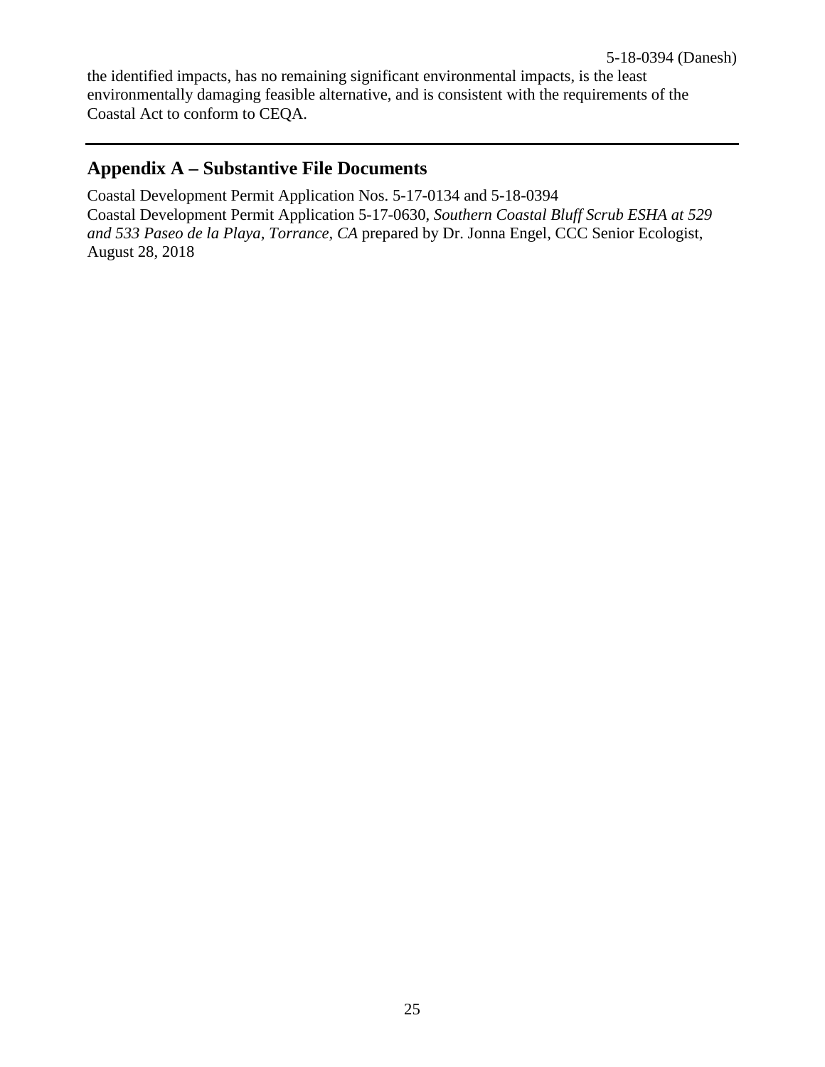the identified impacts, has no remaining significant environmental impacts, is the least environmentally damaging feasible alternative, and is consistent with the requirements of the Coastal Act to conform to CEQA.

---

## Appendix A – Substantive File Documents

Coastal Development Permit Application Nos. 5-17-0134 and 5-18-0394
Coastal Development Permit Application 5-17-0630, *Southern Coastal Bluff Scrub ESHA at 529 and 533 Paseo de la Playa, Torrance, CA* prepared by Dr. Jonna Engel, CCC Senior Ecologist, August 28, 2018